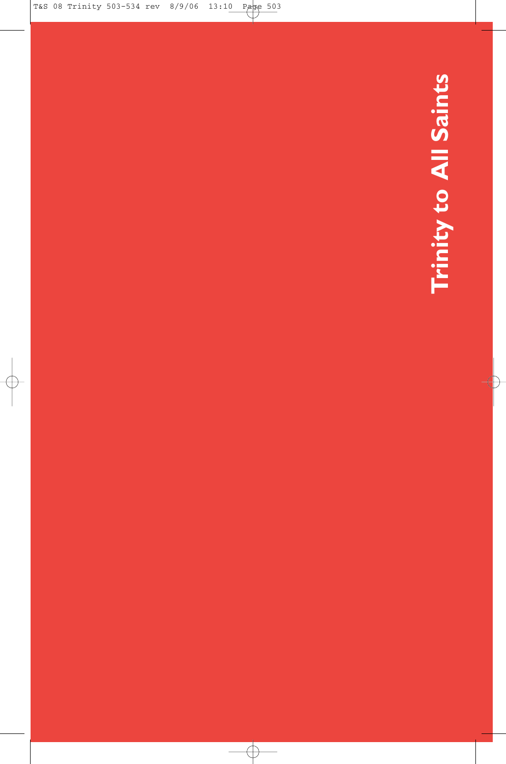# Trinity to All Saints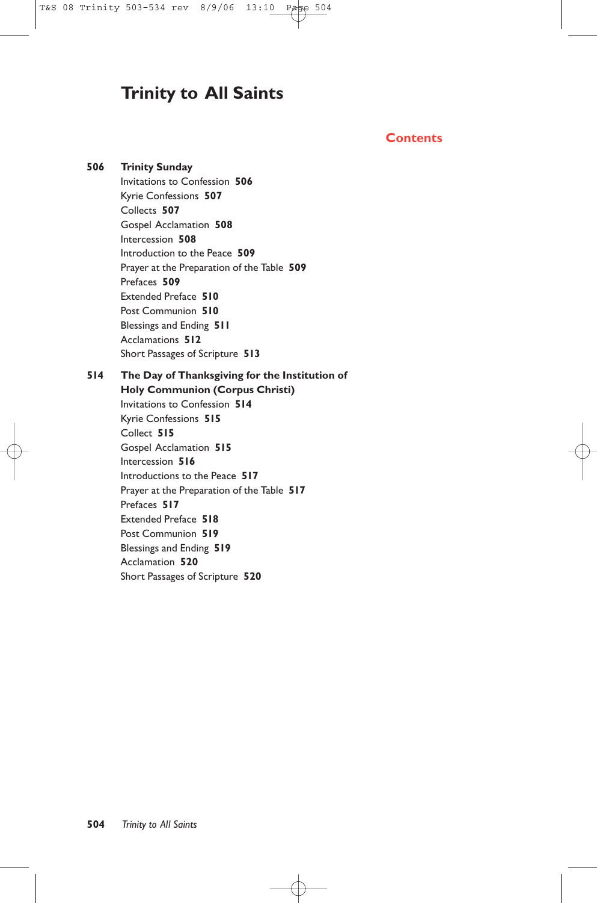# Trinity to All Saints

## Contents

**506 Trinity Sunday**

- Invitations to Confession **506**
- Kyrie Confessions **507**
- Collects **507**
- Gospel Acclamation **508**
- Intercession **508**
- Introduction to the Peace **509**
- Prayer at the Preparation of the Table **509**
- Prefaces **509**
- Extended Preface **510**
- Post Communion **510**
- Blessings and Ending **511**
- Acclamations **512**
- Short Passages of Scripture **513**

**514 The Day of Thanksgiving for the Institution of Holy Communion (Corpus Christi)**

- Invitations to Confession **514**
- Kyrie Confessions **515**
- Collect **515**
- Gospel Acclamation **515**
- Intercession **516**
- Introductions to the Peace **517**
- Prayer at the Preparation of the Table **517**
- Prefaces **517**
- Extended Preface **518**
- Post Communion **519**
- Blessings and Ending **519**
- Acclamation **520**
- Short Passages of Scripture **520**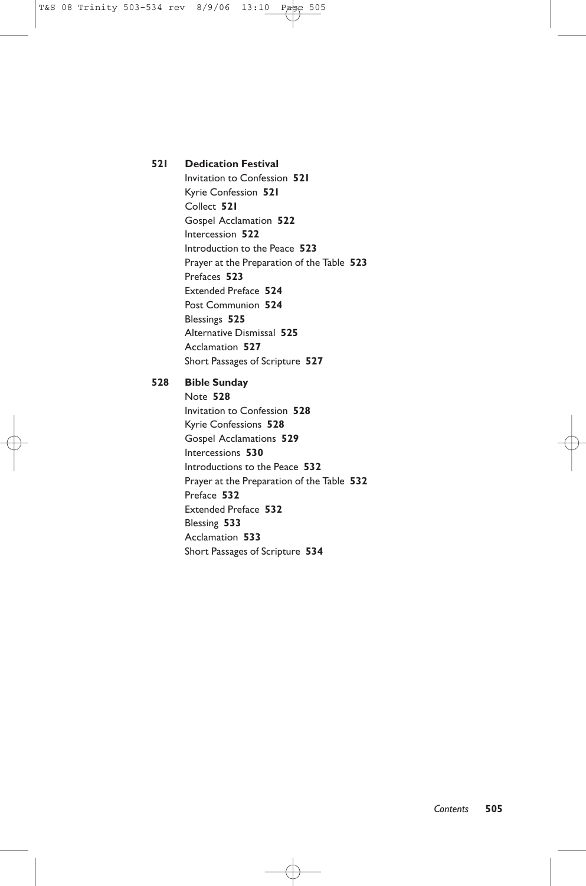**521 Dedication Festival**

- Invitation to Confession **521**
- Kyrie Confession **521**
- Collect **521**
- Gospel Acclamation **522**
- Intercession **522**
- Introduction to the Peace **523**
- Prayer at the Preparation of the Table **523**
- Prefaces **523**
- Extended Preface **524**
- Post Communion **524**
- Blessings **525**
- Alternative Dismissal **525**
- Acclamation **527**
- Short Passages of Scripture **527**

**528 Bible Sunday**

- Note **528**
- Invitation to Confession **528**
- Kyrie Confessions **528**
- Gospel Acclamations **529**
- Intercessions **530**
- Introductions to the Peace **532**
- Prayer at the Preparation of the Table **532**
- Preface **532**
- Extended Preface **532**
- Blessing **533**
- Acclamation **533**
- Short Passages of Scripture **534**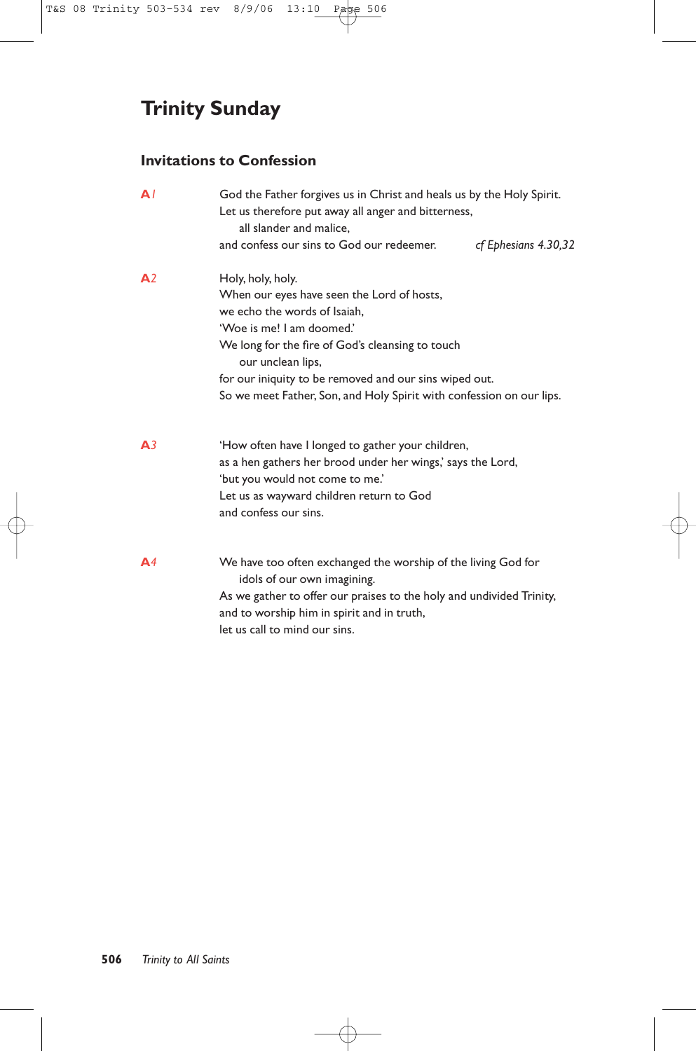# Trinity Sunday

## Invitations to Confession

**A1**

God the Father forgives us in Christ and heals us by the Holy Spirit.
Let us therefore put away all anger and bitterness,
all slander and malice,
and confess our sins to God our redeemer. *cf Ephesians 4.30,32*

**A2**

Holy, holy, holy.
When our eyes have seen the Lord of hosts,
we echo the words of Isaiah,
'Woe is me! I am doomed.'
We long for the fire of God's cleansing to touch
our unclean lips,
for our iniquity to be removed and our sins wiped out.
So we meet Father, Son, and Holy Spirit with confession on our lips.

**A3**

'How often have I longed to gather your children,
as a hen gathers her brood under her wings,' says the Lord,
'but you would not come to me.'
Let us as wayward children return to God
and confess our sins.

**A4**

We have too often exchanged the worship of the living God for
idols of our own imagining.
As we gather to offer our praises to the holy and undivided Trinity,
and to worship him in spirit and in truth,
let us call to mind our sins.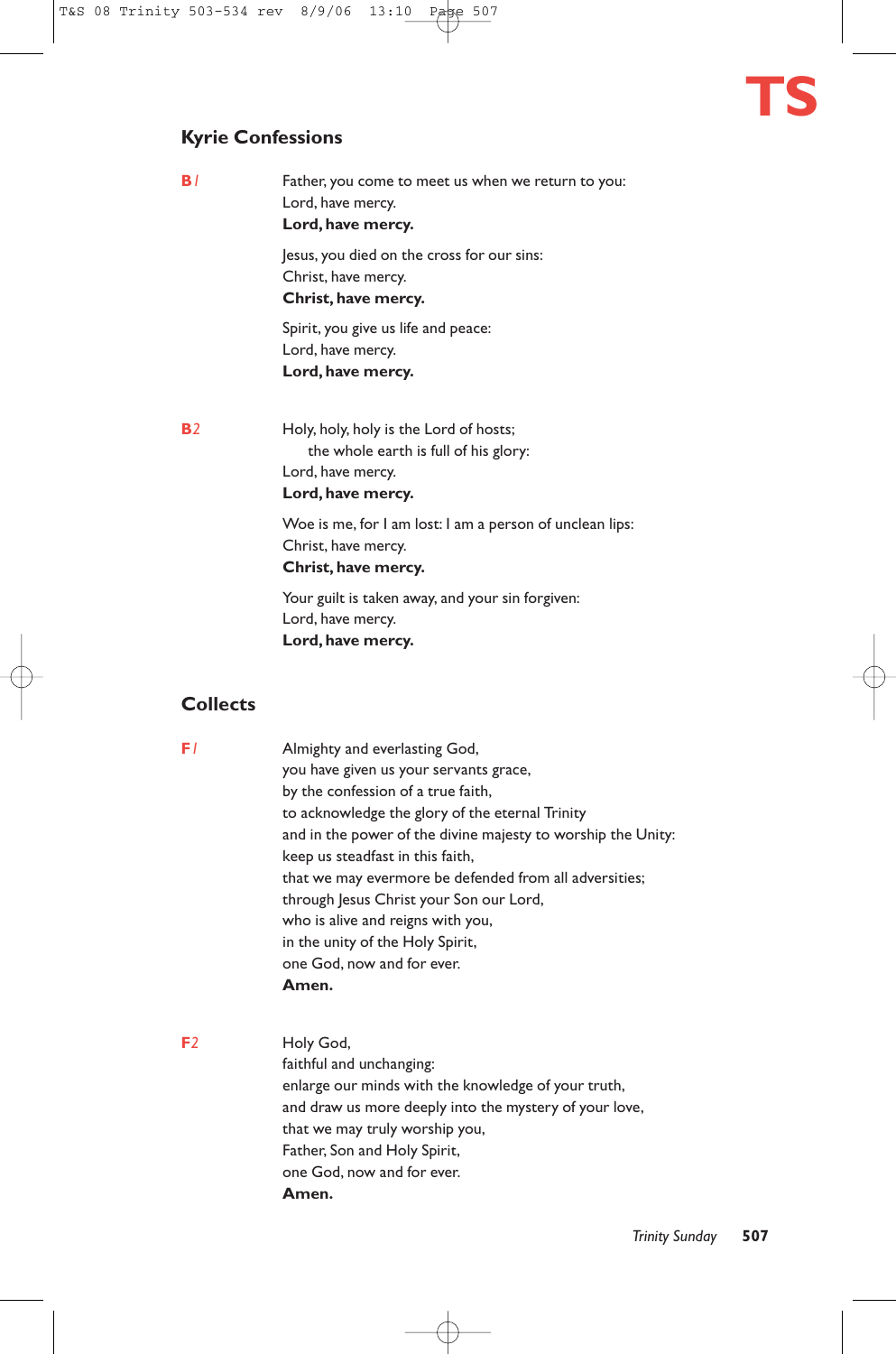## Kyrie Confessions

**B1**

Father, you come to meet us when we return to you:
Lord, have mercy.
**Lord, have mercy.**

Jesus, you died on the cross for our sins:
Christ, have mercy.
**Christ, have mercy.**

Spirit, you give us life and peace:
Lord, have mercy.
**Lord, have mercy.**

**B2**

Holy, holy, holy is the Lord of hosts;
 the whole earth is full of his glory:
Lord, have mercy.
**Lord, have mercy.**

Woe is me, for I am lost: I am a person of unclean lips:
Christ, have mercy.
**Christ, have mercy.**

Your guilt is taken away, and your sin forgiven:
Lord, have mercy.
**Lord, have mercy.**

## Collects

**F1**

Almighty and everlasting God,
you have given us your servants grace,
by the confession of a true faith,
to acknowledge the glory of the eternal Trinity
and in the power of the divine majesty to worship the Unity:
keep us steadfast in this faith,
that we may evermore be defended from all adversities;
through Jesus Christ your Son our Lord,
who is alive and reigns with you,
in the unity of the Holy Spirit,
one God, now and for ever.
**Amen.**

**F2**

Holy God,
faithful and unchanging:
enlarge our minds with the knowledge of your truth,
and draw us more deeply into the mystery of your love,
that we may truly worship you,
Father, Son and Holy Spirit,
one God, now and for ever.
**Amen.**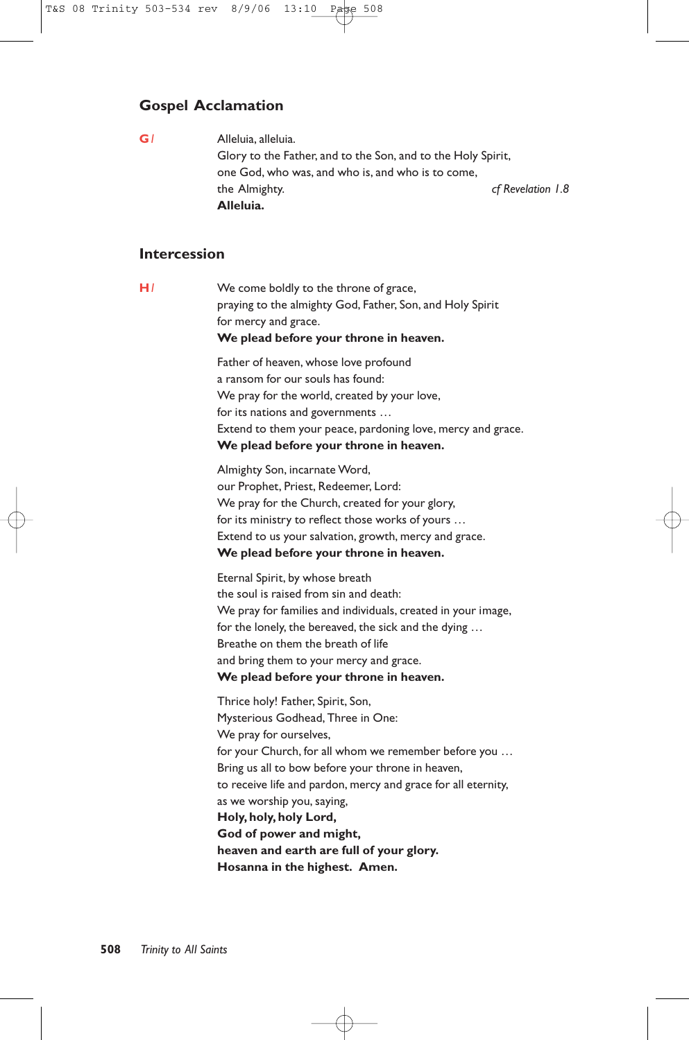## Gospel Acclamation

**G** / Alleluia, alleluia.
Glory to the Father, and to the Son, and to the Holy Spirit,
one God, who was, and who is, and who is to come,
the Almighty. *cf Revelation 1.8*
**Alleluia.**

## Intercession

**H** / We come boldly to the throne of grace,
praying to the almighty God, Father, Son, and Holy Spirit
for mercy and grace.
**We plead before your throne in heaven.**

Father of heaven, whose love profound
a ransom for our souls has found:
We pray for the world, created by your love,
for its nations and governments …
Extend to them your peace, pardoning love, mercy and grace.
**We plead before your throne in heaven.**

Almighty Son, incarnate Word,
our Prophet, Priest, Redeemer, Lord:
We pray for the Church, created for your glory,
for its ministry to reflect those works of yours …
Extend to us your salvation, growth, mercy and grace.
**We plead before your throne in heaven.**

Eternal Spirit, by whose breath
the soul is raised from sin and death:
We pray for families and individuals, created in your image,
for the lonely, the bereaved, the sick and the dying …
Breathe on them the breath of life
and bring them to your mercy and grace.
**We plead before your throne in heaven.**

Thrice holy! Father, Spirit, Son,
Mysterious Godhead, Three in One:
We pray for ourselves,
for your Church, for all whom we remember before you …
Bring us all to bow before your throne in heaven,
to receive life and pardon, mercy and grace for all eternity,
as we worship you, saying,
**Holy, holy, holy Lord,**
**God of power and might,**
**heaven and earth are full of your glory.**
**Hosanna in the highest. Amen.**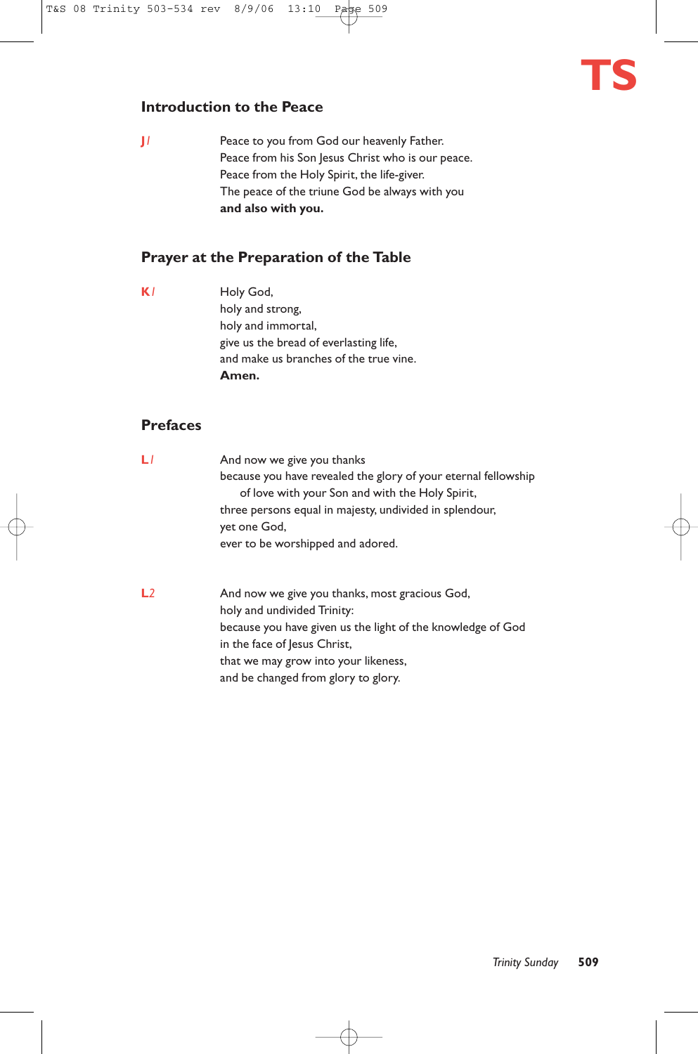**TS**

## Introduction to the Peace

**J1**

Peace to you from God our heavenly Father.
Peace from his Son Jesus Christ who is our peace.
Peace from the Holy Spirit, the life-giver.
The peace of the triune God be always with you
**and also with you.**

## Prayer at the Preparation of the Table

**K1**

Holy God,
holy and strong,
holy and immortal,
give us the bread of everlasting life,
and make us branches of the true vine.
**Amen.**

## Prefaces

**L1**

And now we give you thanks
because you have revealed the glory of your eternal fellowship
of love with your Son and with the Holy Spirit,
three persons equal in majesty, undivided in splendour,
yet one God,
ever to be worshipped and adored.

**L2**

And now we give you thanks, most gracious God,
holy and undivided Trinity:
because you have given us the light of the knowledge of God
in the face of Jesus Christ,
that we may grow into your likeness,
and be changed from glory to glory.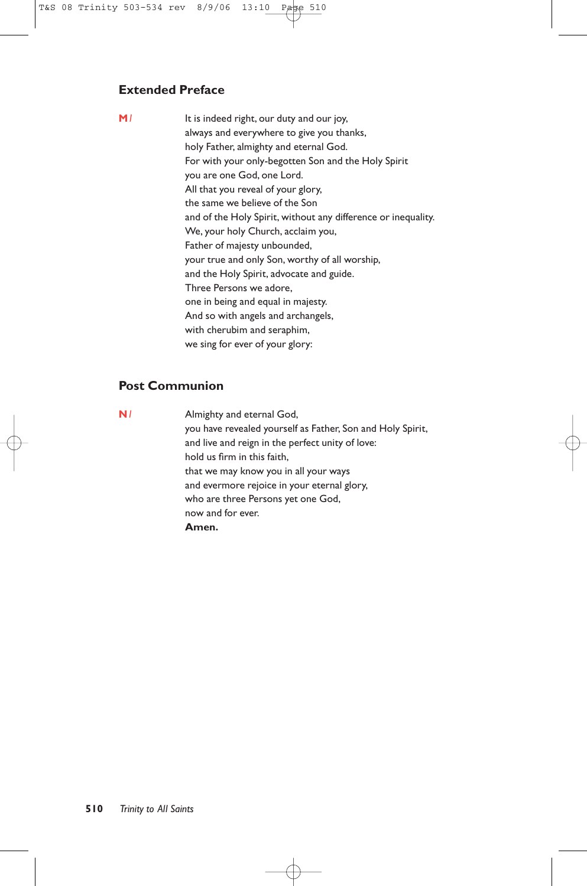## Extended Preface

**M** / It is indeed right, our duty and our joy,
always and everywhere to give you thanks,
holy Father, almighty and eternal God.
For with your only-begotten Son and the Holy Spirit
you are one God, one Lord.
All that you reveal of your glory,
the same we believe of the Son
and of the Holy Spirit, without any difference or inequality.
We, your holy Church, acclaim you,
Father of majesty unbounded,
your true and only Son, worthy of all worship,
and the Holy Spirit, advocate and guide.
Three Persons we adore,
one in being and equal in majesty.
And so with angels and archangels,
with cherubim and seraphim,
we sing for ever of your glory:

## Post Communion

**N** / Almighty and eternal God,
you have revealed yourself as Father, Son and Holy Spirit,
and live and reign in the perfect unity of love:
hold us firm in this faith,
that we may know you in all your ways
and evermore rejoice in your eternal glory,
who are three Persons yet one God,
now and for ever.
**Amen.**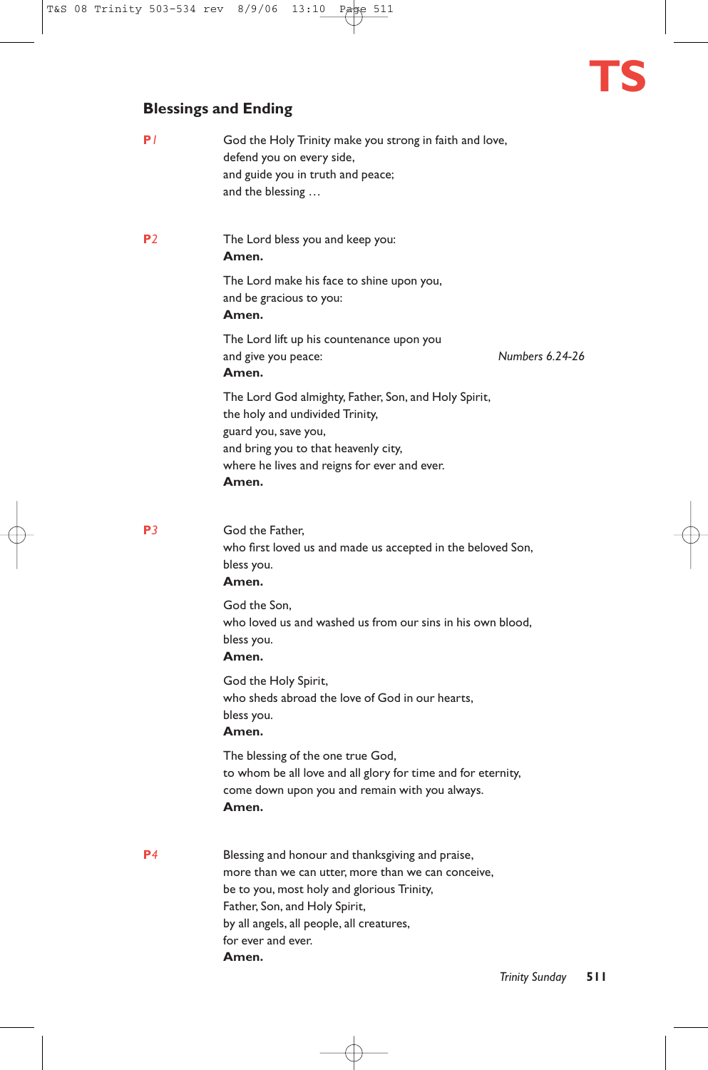TS

## Blessings and Ending

**P1**

God the Holy Trinity make you strong in faith and love,
defend you on every side,
and guide you in truth and peace;
and the blessing …

**P2**

The Lord bless you and keep you:
**Amen.**

The Lord make his face to shine upon you,
and be gracious to you:
**Amen.**

The Lord lift up his countenance upon you
and give you peace: *Numbers 6.24-26*
**Amen.**

The Lord God almighty, Father, Son, and Holy Spirit,
the holy and undivided Trinity,
guard you, save you,
and bring you to that heavenly city,
where he lives and reigns for ever and ever.
**Amen.**

**P3**

God the Father,
who first loved us and made us accepted in the beloved Son,
bless you.
**Amen.**

God the Son,
who loved us and washed us from our sins in his own blood,
bless you.
**Amen.**

God the Holy Spirit,
who sheds abroad the love of God in our hearts,
bless you.
**Amen.**

The blessing of the one true God,
to whom be all love and all glory for time and for eternity,
come down upon you and remain with you always.
**Amen.**

**P4**

Blessing and honour and thanksgiving and praise,
more than we can utter, more than we can conceive,
be to you, most holy and glorious Trinity,
Father, Son, and Holy Spirit,
by all angels, all people, all creatures,
for ever and ever.
**Amen.**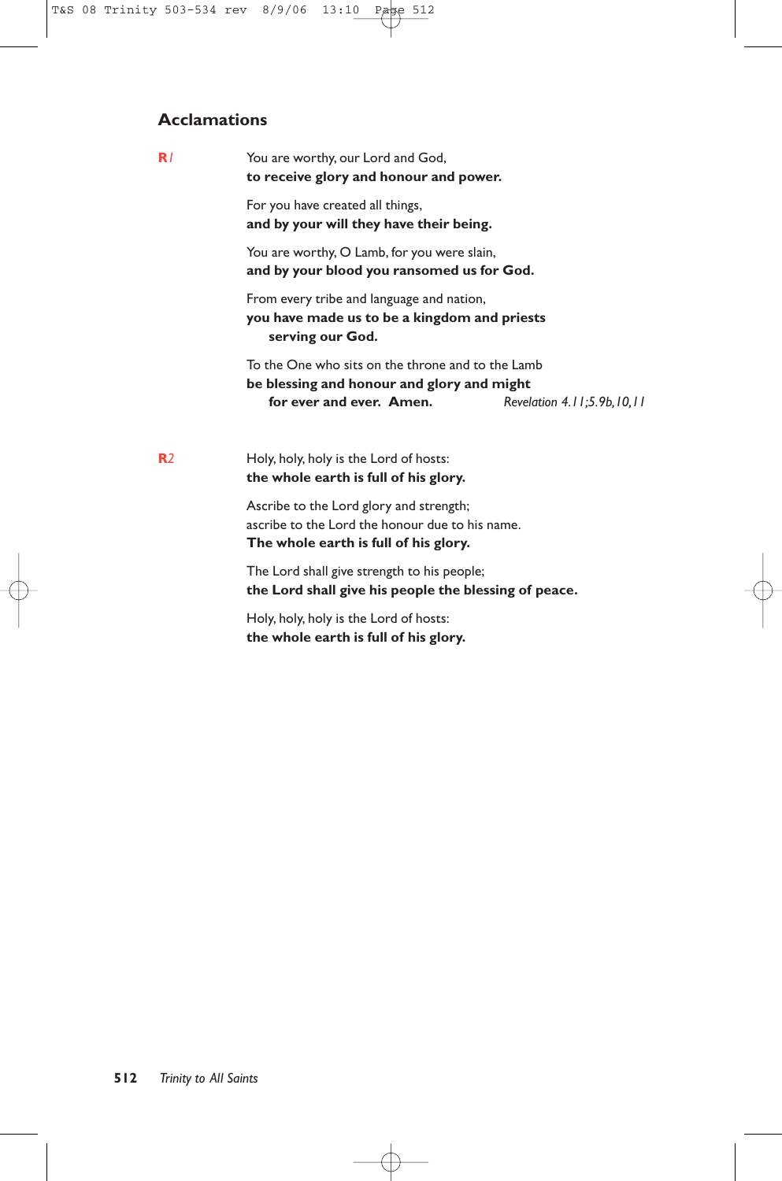## Acclamations

**R***1* You are worthy, our Lord and God,
**to receive glory and honour and power.**

For you have created all things,
**and by your will they have their being.**

You are worthy, O Lamb, for you were slain,
**and by your blood you ransomed us for God.**

From every tribe and language and nation,
**you have made us to be a kingdom and priests**
**serving our God.**

To the One who sits on the throne and to the Lamb
**be blessing and honour and glory and might**
**for ever and ever. Amen.** *Revelation 4.11;5.9b,10,11*

**R***2* Holy, holy, holy is the Lord of hosts:
**the whole earth is full of his glory.**

Ascribe to the Lord glory and strength;
ascribe to the Lord the honour due to his name.
**The whole earth is full of his glory.**

The Lord shall give strength to his people;
**the Lord shall give his people the blessing of peace.**

Holy, holy, holy is the Lord of hosts:
**the whole earth is full of his glory.**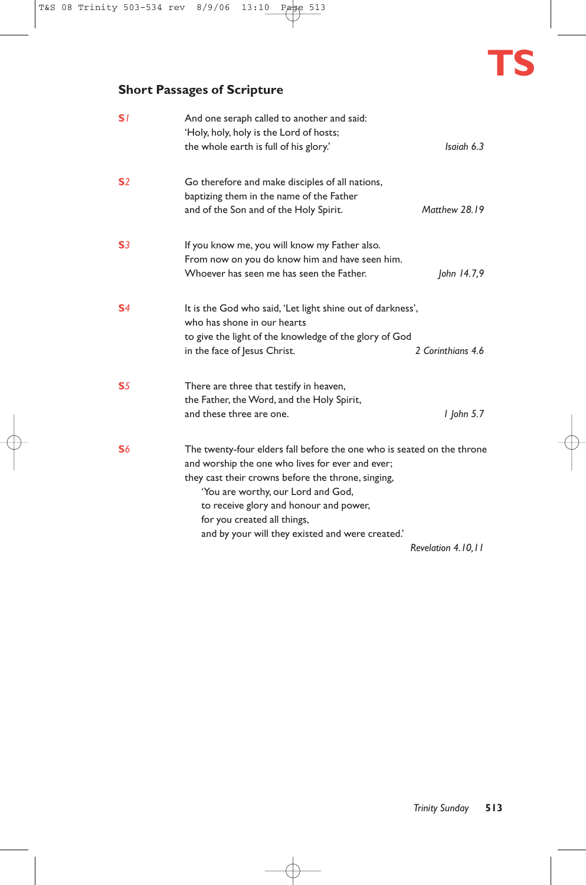**TS**

## Short Passages of Scripture

**S1**

And one seraph called to another and said:
'Holy, holy, holy is the Lord of hosts;
the whole earth is full of his glory.' *Isaiah 6.3*

**S2**

Go therefore and make disciples of all nations,
baptizing them in the name of the Father
and of the Son and of the Holy Spirit. *Matthew 28.19*

**S3**

If you know me, you will know my Father also.
From now on you do know him and have seen him.
Whoever has seen me has seen the Father. *John 14.7,9*

**S4**

It is the God who said, 'Let light shine out of darkness',
who has shone in our hearts
to give the light of the knowledge of the glory of God
in the face of Jesus Christ. *2 Corinthians 4.6*

**S5**

There are three that testify in heaven,
the Father, the Word, and the Holy Spirit,
and these three are one. *1 John 5.7*

**S6**

The twenty-four elders fall before the one who is seated on the throne
and worship the one who lives for ever and ever;
they cast their crowns before the throne, singing,
'You are worthy, our Lord and God,
to receive glory and honour and power,
for you created all things,
and by your will they existed and were created.'
*Revelation 4.10,11*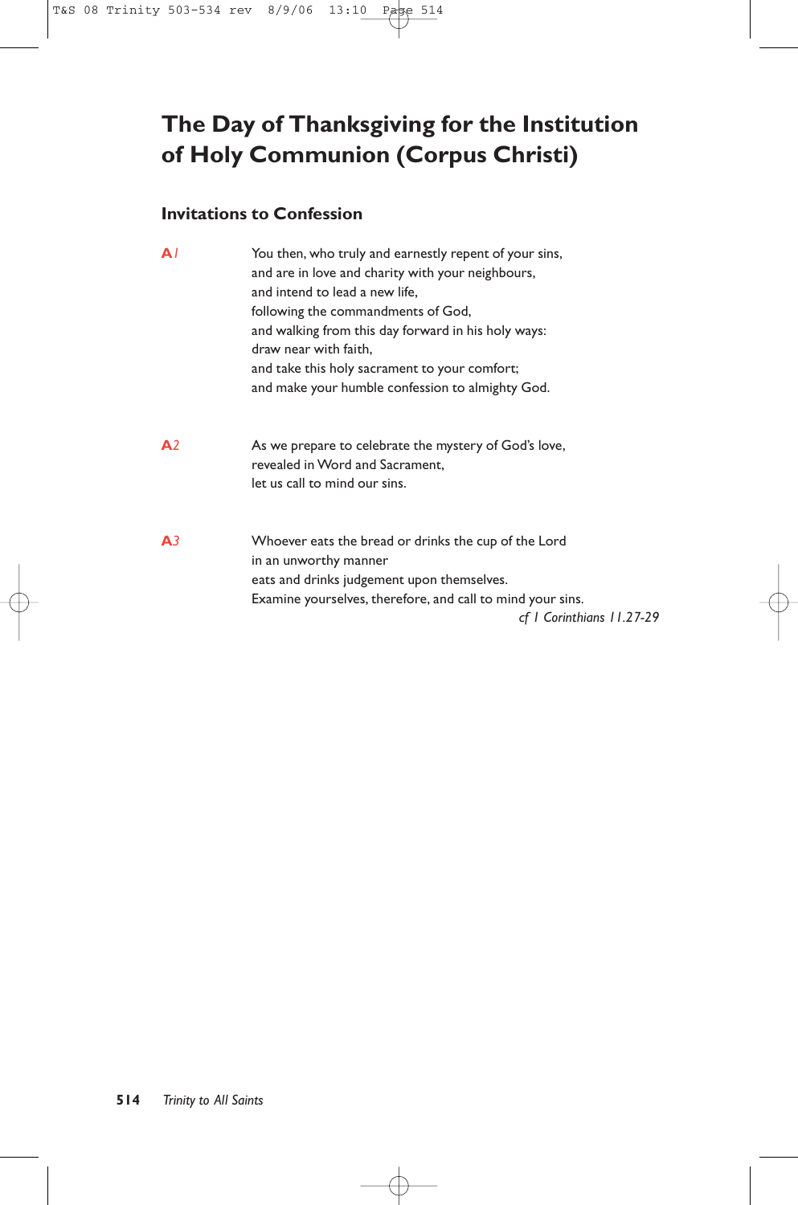# The Day of Thanksgiving for the Institution of Holy Communion (Corpus Christi)

## Invitations to Confession

**A***1*

You then, who truly and earnestly repent of your sins,
and are in love and charity with your neighbours,
and intend to lead a new life,
following the commandments of God,
and walking from this day forward in his holy ways:
draw near with faith,
and take this holy sacrament to your comfort;
and make your humble confession to almighty God.

**A***2*

As we prepare to celebrate the mystery of God's love,
revealed in Word and Sacrament,
let us call to mind our sins.

**A***3*

Whoever eats the bread or drinks the cup of the Lord
in an unworthy manner
eats and drinks judgement upon themselves.
Examine yourselves, therefore, and call to mind your sins.

*cf 1 Corinthians 11.27-29*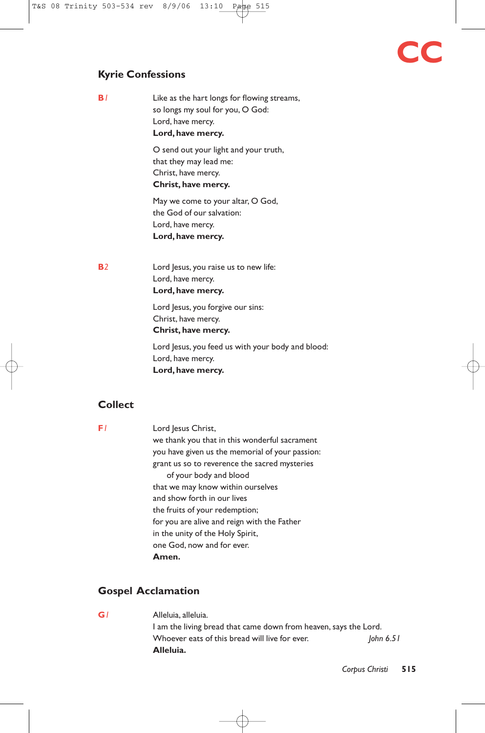**CC**

## Kyrie Confessions

**B1**

Like as the hart longs for flowing streams,
so longs my soul for you, O God:
Lord, have mercy.
**Lord, have mercy.**

O send out your light and your truth,
that they may lead me:
Christ, have mercy.
**Christ, have mercy.**

May we come to your altar, O God,
the God of our salvation:
Lord, have mercy.
**Lord, have mercy.**

**B2**

Lord Jesus, you raise us to new life:
Lord, have mercy.
**Lord, have mercy.**

Lord Jesus, you forgive our sins:
Christ, have mercy.
**Christ, have mercy.**

Lord Jesus, you feed us with your body and blood:
Lord, have mercy.
**Lord, have mercy.**

## Collect

**F1**

Lord Jesus Christ,
we thank you that in this wonderful sacrament
you have given us the memorial of your passion:
grant us so to reverence the sacred mysteries
of your body and blood
that we may know within ourselves
and show forth in our lives
the fruits of your redemption;
for you are alive and reign with the Father
in the unity of the Holy Spirit,
one God, now and for ever.
**Amen.**

## Gospel Acclamation

**G1**

Alleluia, alleluia.
I am the living bread that came down from heaven, says the Lord.
Whoever eats of this bread will live for ever. *John 6.51*
**Alleluia.**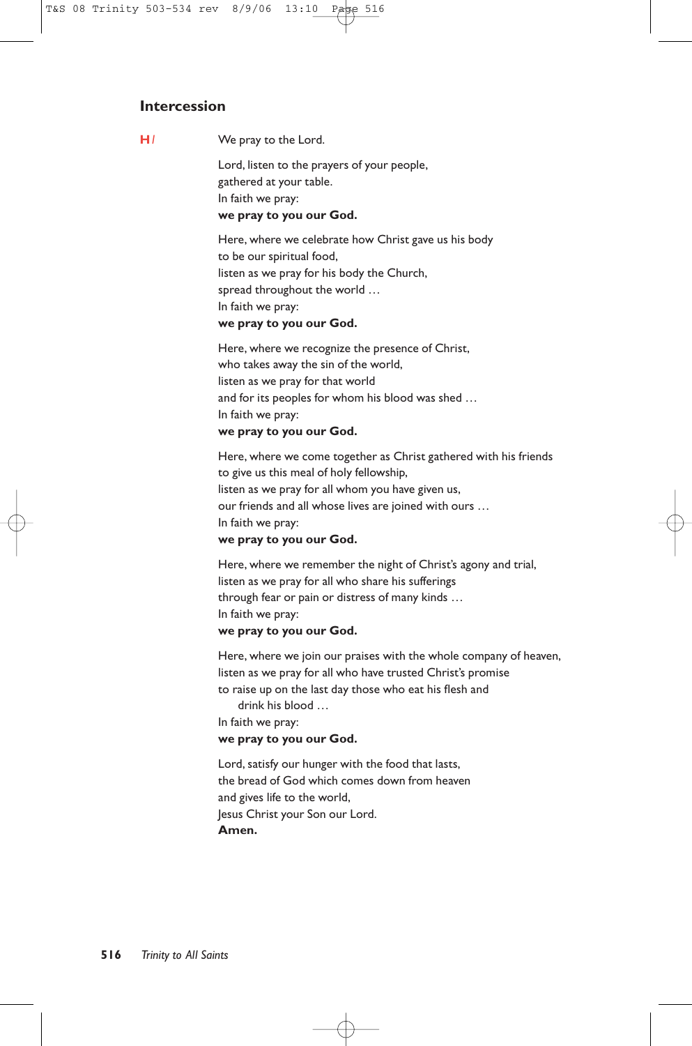## Intercession

**H** *l* We pray to the Lord.

Lord, listen to the prayers of your people,
gathered at your table.
In faith we pray:
**we pray to you our God.**

Here, where we celebrate how Christ gave us his body
to be our spiritual food,
listen as we pray for his body the Church,
spread throughout the world …
In faith we pray:
**we pray to you our God.**

Here, where we recognize the presence of Christ,
who takes away the sin of the world,
listen as we pray for that world
and for its peoples for whom his blood was shed …
In faith we pray:
**we pray to you our God.**

Here, where we come together as Christ gathered with his friends
to give us this meal of holy fellowship,
listen as we pray for all whom you have given us,
our friends and all whose lives are joined with ours …
In faith we pray:
**we pray to you our God.**

Here, where we remember the night of Christ's agony and trial,
listen as we pray for all who share his sufferings
through fear or pain or distress of many kinds …
In faith we pray:
**we pray to you our God.**

Here, where we join our praises with the whole company of heaven,
listen as we pray for all who have trusted Christ's promise
to raise up on the last day those who eat his flesh and
drink his blood …
In faith we pray:
**we pray to you our God.**

Lord, satisfy our hunger with the food that lasts,
the bread of God which comes down from heaven
and gives life to the world,
Jesus Christ your Son our Lord.
**Amen.**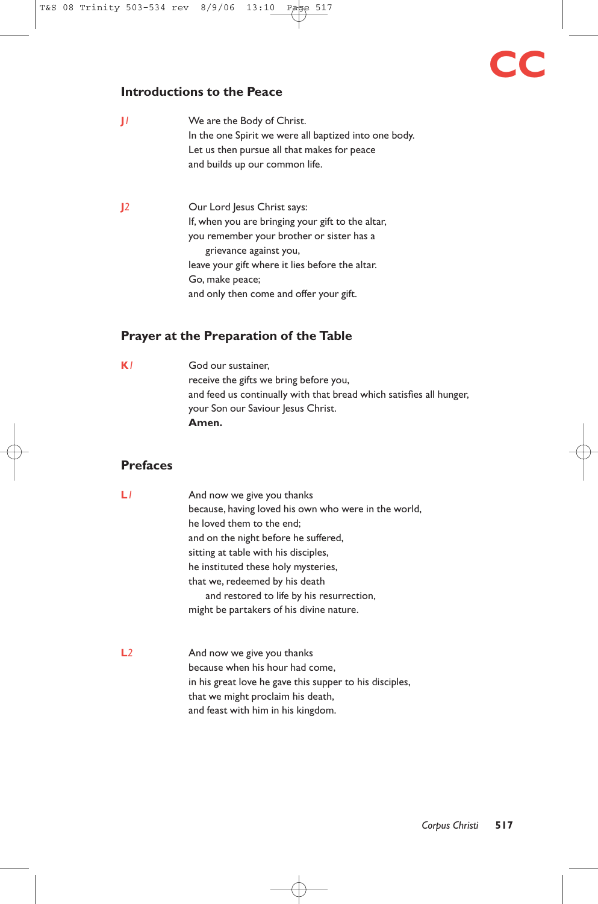CC

## Introductions to the Peace

**J1**

We are the Body of Christ.
In the one Spirit we were all baptized into one body.
Let us then pursue all that makes for peace
and builds up our common life.

**J2**

Our Lord Jesus Christ says:
If, when you are bringing your gift to the altar,
you remember your brother or sister has a
grievance against you,
leave your gift where it lies before the altar.
Go, make peace;
and only then come and offer your gift.

## Prayer at the Preparation of the Table

**K1**

God our sustainer,
receive the gifts we bring before you,
and feed us continually with that bread which satisfies all hunger,
your Son our Saviour Jesus Christ.
**Amen.**

## Prefaces

**L1**

And now we give you thanks
because, having loved his own who were in the world,
he loved them to the end;
and on the night before he suffered,
sitting at table with his disciples,
he instituted these holy mysteries,
that we, redeemed by his death
and restored to life by his resurrection,
might be partakers of his divine nature.

**L2**

And now we give you thanks
because when his hour had come,
in his great love he gave this supper to his disciples,
that we might proclaim his death,
and feast with him in his kingdom.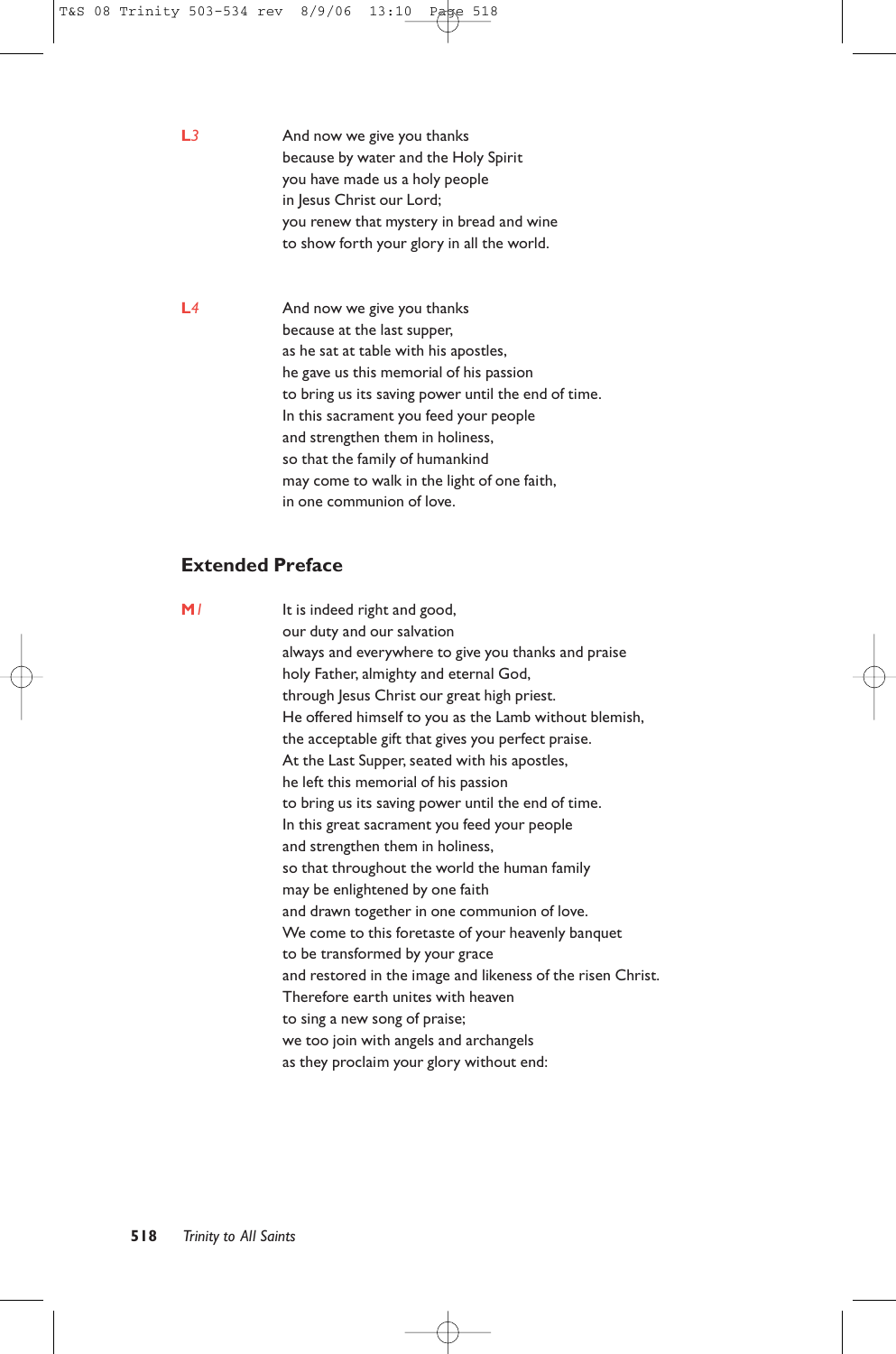**L3**

And now we give you thanks
because by water and the Holy Spirit
you have made us a holy people
in Jesus Christ our Lord;
you renew that mystery in bread and wine
to show forth your glory in all the world.

**L4**

And now we give you thanks
because at the last supper,
as he sat at table with his apostles,
he gave us this memorial of his passion
to bring us its saving power until the end of time.
In this sacrament you feed your people
and strengthen them in holiness,
so that the family of humankind
may come to walk in the light of one faith,
in one communion of love.

## Extended Preface

**M1**

It is indeed right and good,
our duty and our salvation
always and everywhere to give you thanks and praise
holy Father, almighty and eternal God,
through Jesus Christ our great high priest.
He offered himself to you as the Lamb without blemish,
the acceptable gift that gives you perfect praise.
At the Last Supper, seated with his apostles,
he left this memorial of his passion
to bring us its saving power until the end of time.
In this great sacrament you feed your people
and strengthen them in holiness,
so that throughout the world the human family
may be enlightened by one faith
and drawn together in one communion of love.
We come to this foretaste of your heavenly banquet
to be transformed by your grace
and restored in the image and likeness of the risen Christ.
Therefore earth unites with heaven
to sing a new song of praise;
we too join with angels and archangels
as they proclaim your glory without end: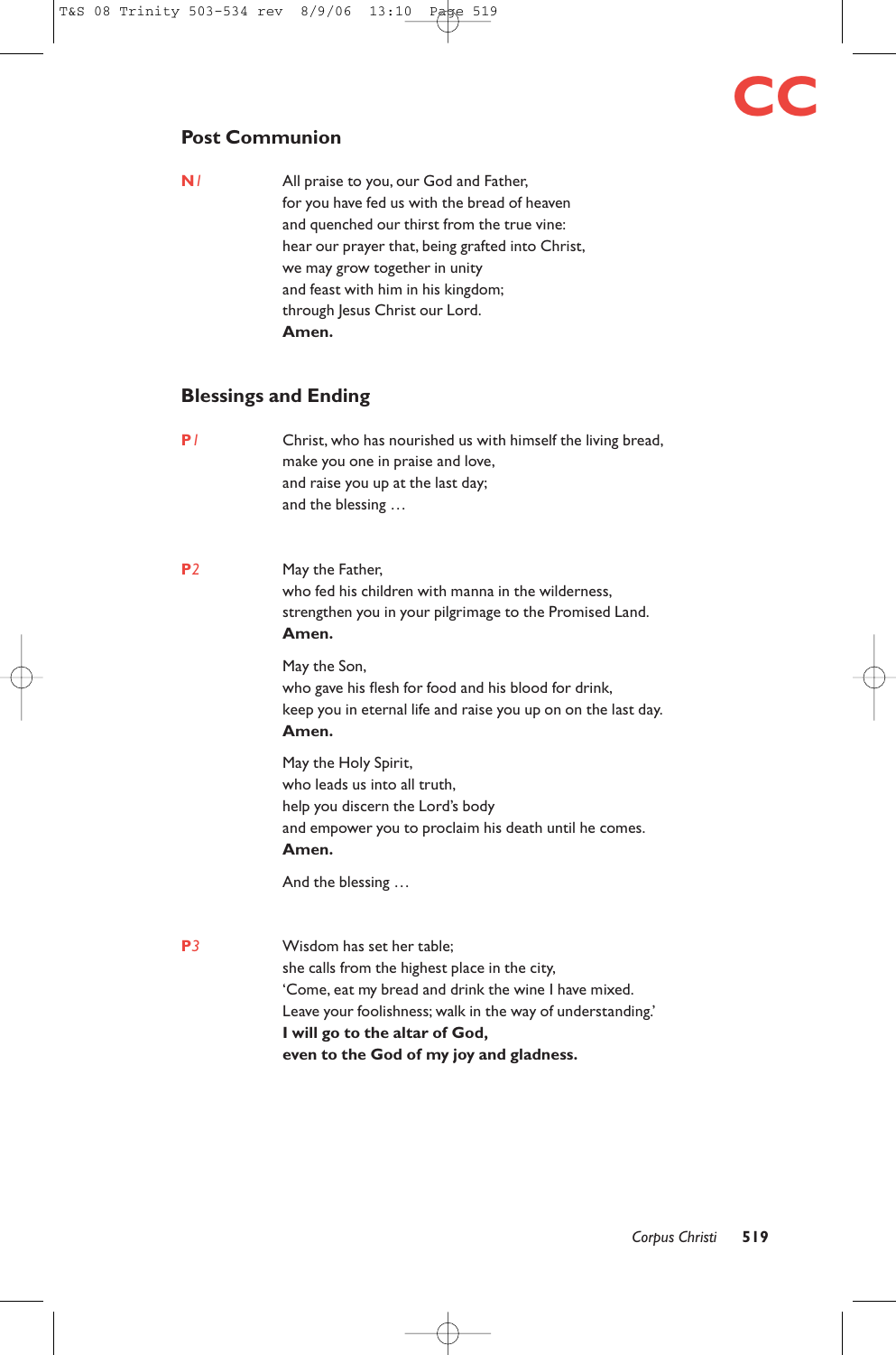## Post Communion

**N***1*

All praise to you, our God and Father,
for you have fed us with the bread of heaven
and quenched our thirst from the true vine:
hear our prayer that, being grafted into Christ,
we may grow together in unity
and feast with him in his kingdom;
through Jesus Christ our Lord.
**Amen.**

## Blessings and Ending

**P***1*

Christ, who has nourished us with himself the living bread,
make you one in praise and love,
and raise you up at the last day;
and the blessing …

**P***2*

May the Father,
who fed his children with manna in the wilderness,
strengthen you in your pilgrimage to the Promised Land.
**Amen.**

May the Son,
who gave his flesh for food and his blood for drink,
keep you in eternal life and raise you up on on the last day.
**Amen.**

May the Holy Spirit,
who leads us into all truth,
help you discern the Lord's body
and empower you to proclaim his death until he comes.
**Amen.**

And the blessing …

**P***3*

Wisdom has set her table;
she calls from the highest place in the city,
'Come, eat my bread and drink the wine I have mixed.
Leave your foolishness; walk in the way of understanding.'
**I will go to the altar of God,**
**even to the God of my joy and gladness.**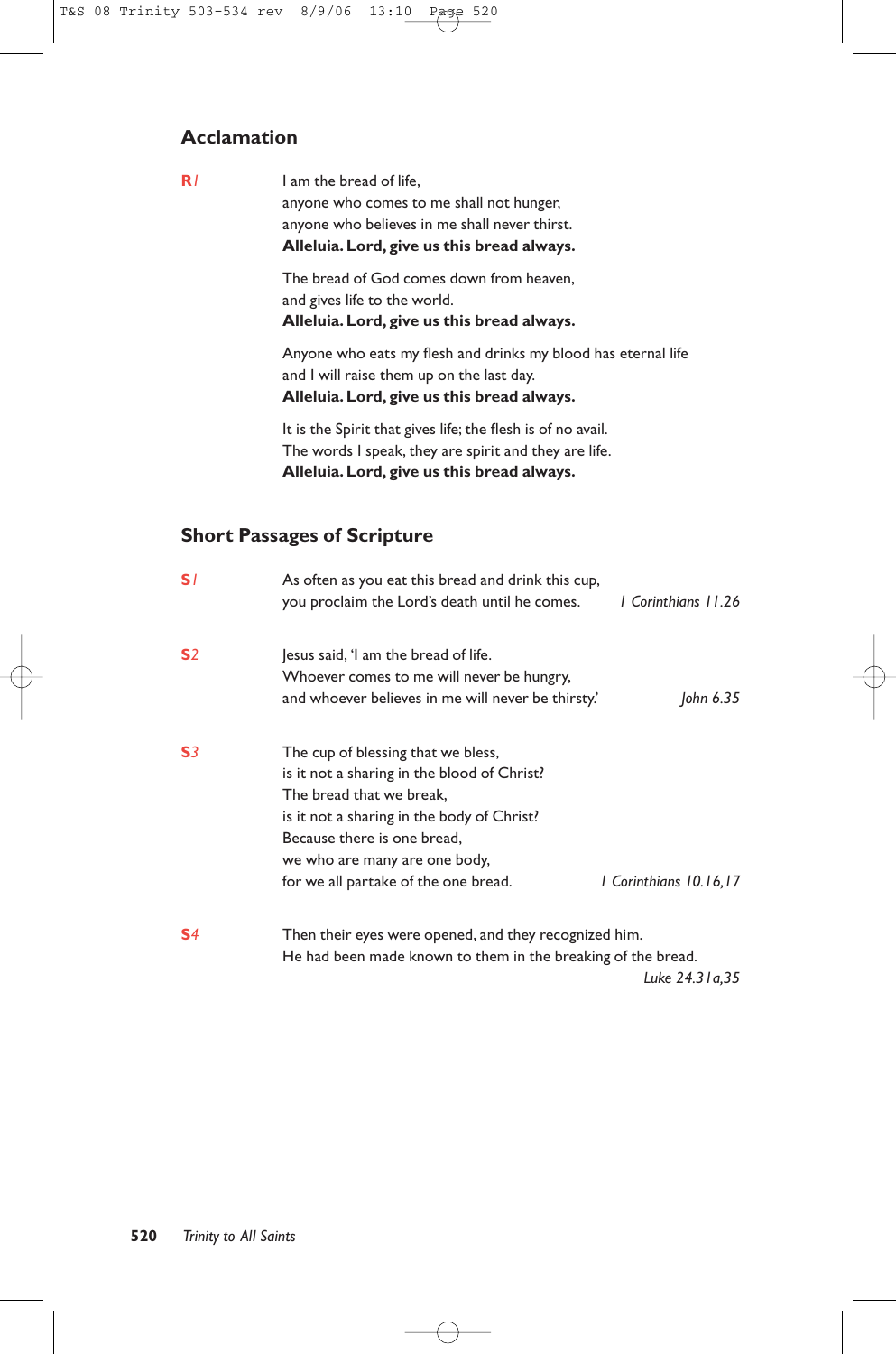## Acclamation

**R1**

I am the bread of life,
anyone who comes to me shall not hunger,
anyone who believes in me shall never thirst.
**Alleluia. Lord, give us this bread always.**

The bread of God comes down from heaven,
and gives life to the world.
**Alleluia. Lord, give us this bread always.**

Anyone who eats my flesh and drinks my blood has eternal life
and I will raise them up on the last day.
**Alleluia. Lord, give us this bread always.**

It is the Spirit that gives life; the flesh is of no avail.
The words I speak, they are spirit and they are life.
**Alleluia. Lord, give us this bread always.**

## Short Passages of Scripture

**S1**

As often as you eat this bread and drink this cup,
you proclaim the Lord's death until he comes. *1 Corinthians 11.26*

**S2**

Jesus said, 'I am the bread of life.
Whoever comes to me will never be hungry,
and whoever believes in me will never be thirsty.' *John 6.35*

**S3**

The cup of blessing that we bless,
is it not a sharing in the blood of Christ?
The bread that we break,
is it not a sharing in the body of Christ?
Because there is one bread,
we who are many are one body,
for we all partake of the one bread. *1 Corinthians 10.16,17*

**S4**

Then their eyes were opened, and they recognized him.
He had been made known to them in the breaking of the bread.
*Luke 24.31a,35*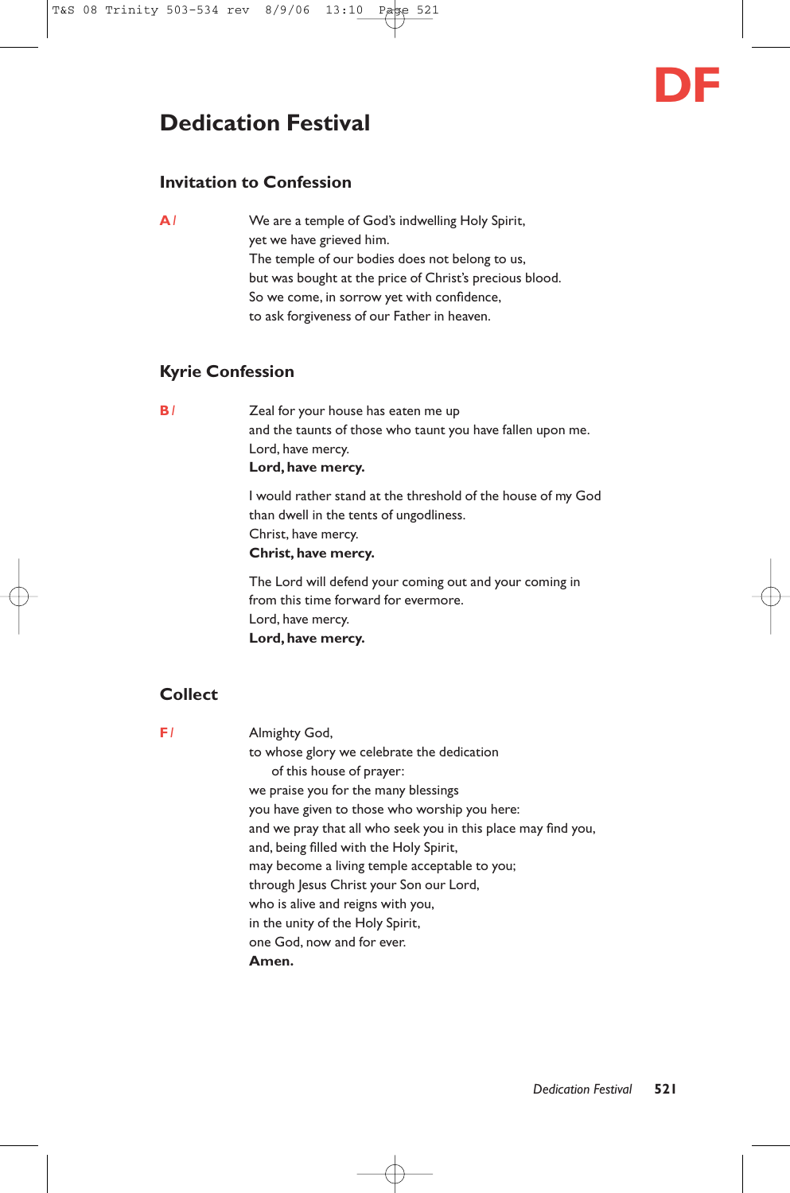DF

# Dedication Festival

## Invitation to Confession

**A** /

We are a temple of God's indwelling Holy Spirit,
yet we have grieved him.
The temple of our bodies does not belong to us,
but was bought at the price of Christ's precious blood.
So we come, in sorrow yet with confidence,
to ask forgiveness of our Father in heaven.

## Kyrie Confession

**B** /

Zeal for your house has eaten me up
and the taunts of those who taunt you have fallen upon me.
Lord, have mercy.
**Lord, have mercy.**

I would rather stand at the threshold of the house of my God
than dwell in the tents of ungodliness.
Christ, have mercy.
**Christ, have mercy.**

The Lord will defend your coming out and your coming in
from this time forward for evermore.
Lord, have mercy.
**Lord, have mercy.**

## Collect

**F** /

Almighty God,
to whose glory we celebrate the dedication
of this house of prayer:
we praise you for the many blessings
you have given to those who worship you here:
and we pray that all who seek you in this place may find you,
and, being filled with the Holy Spirit,
may become a living temple acceptable to you;
through Jesus Christ your Son our Lord,
who is alive and reigns with you,
in the unity of the Holy Spirit,
one God, now and for ever.
**Amen.**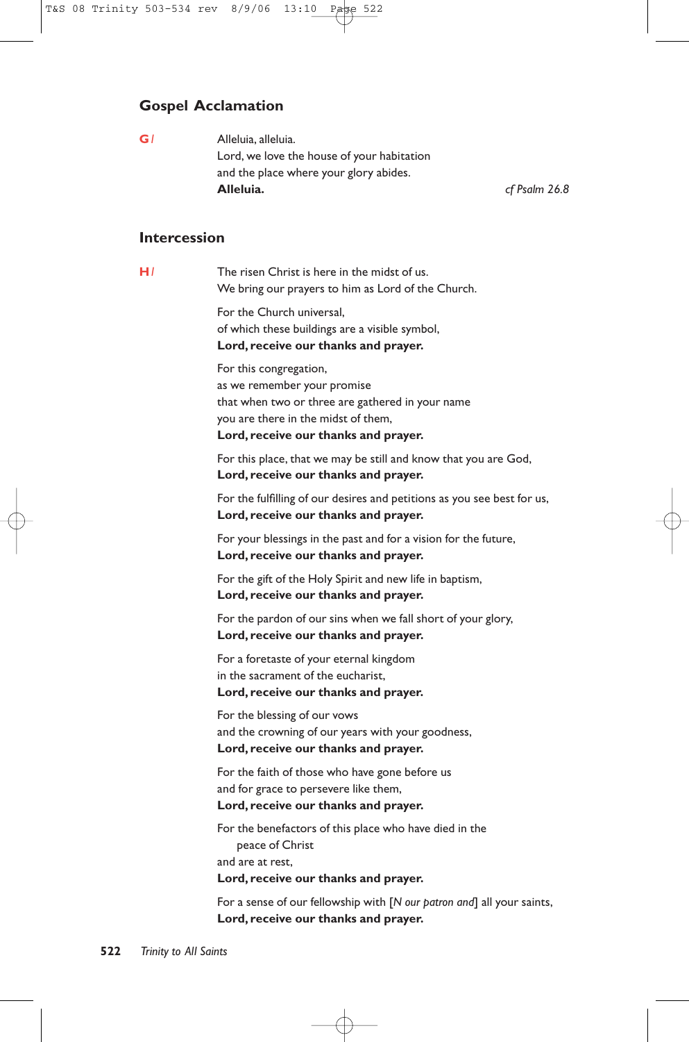## Gospel Acclamation

**G** *1*

Alleluia, alleluia.
Lord, we love the house of your habitation
and the place where your glory abides.
**Alleluia.** *cf Psalm 26.8*

## Intercession

**H** *1*

The risen Christ is here in the midst of us.
We bring our prayers to him as Lord of the Church.

For the Church universal,
of which these buildings are a visible symbol,
**Lord, receive our thanks and prayer.**

For this congregation,
as we remember your promise
that when two or three are gathered in your name
you are there in the midst of them,
**Lord, receive our thanks and prayer.**

For this place, that we may be still and know that you are God,
**Lord, receive our thanks and prayer.**

For the fulfilling of our desires and petitions as you see best for us,
**Lord, receive our thanks and prayer.**

For your blessings in the past and for a vision for the future,
**Lord, receive our thanks and prayer.**

For the gift of the Holy Spirit and new life in baptism,
**Lord, receive our thanks and prayer.**

For the pardon of our sins when we fall short of your glory,
**Lord, receive our thanks and prayer.**

For a foretaste of your eternal kingdom
in the sacrament of the eucharist,
**Lord, receive our thanks and prayer.**

For the blessing of our vows
and the crowning of our years with your goodness,
**Lord, receive our thanks and prayer.**

For the faith of those who have gone before us
and for grace to persevere like them,
**Lord, receive our thanks and prayer.**

For the benefactors of this place who have died in the peace of Christ
and are at rest,
**Lord, receive our thanks and prayer.**

For a sense of our fellowship with [*N our patron and*] all your saints,
**Lord, receive our thanks and prayer.**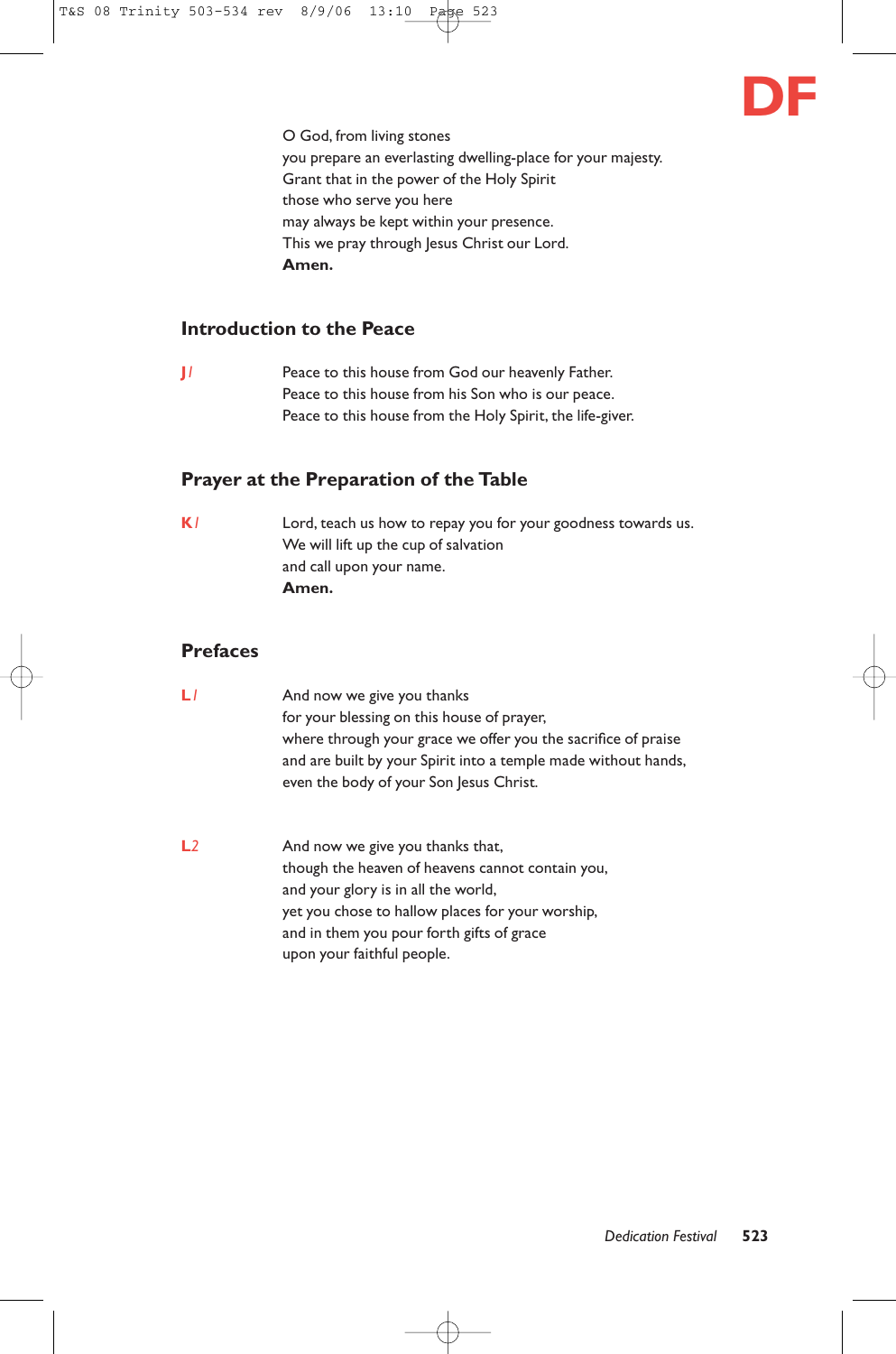O God, from living stones
you prepare an everlasting dwelling-place for your majesty.
Grant that in the power of the Holy Spirit
those who serve you here
may always be kept within your presence.
This we pray through Jesus Christ our Lord.
**Amen.**

## Introduction to the Peace

**J***1* Peace to this house from God our heavenly Father.
Peace to this house from his Son who is our peace.
Peace to this house from the Holy Spirit, the life-giver.

## Prayer at the Preparation of the Table

**K***1* Lord, teach us how to repay you for your goodness towards us.
We will lift up the cup of salvation
and call upon your name.
**Amen.**

## Prefaces

**L***1* And now we give you thanks
for your blessing on this house of prayer,
where through your grace we offer you the sacrifice of praise
and are built by your Spirit into a temple made without hands,
even the body of your Son Jesus Christ.

**L***2* And now we give you thanks that,
though the heaven of heavens cannot contain you,
and your glory is in all the world,
yet you chose to hallow places for your worship,
and in them you pour forth gifts of grace
upon your faithful people.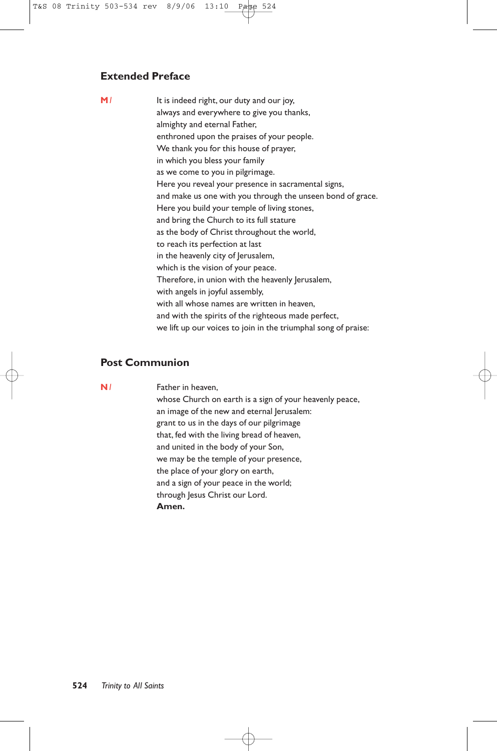## Extended Preface

**M** / It is indeed right, our duty and our joy,
always and everywhere to give you thanks,
almighty and eternal Father,
enthroned upon the praises of your people.
We thank you for this house of prayer,
in which you bless your family
as we come to you in pilgrimage.
Here you reveal your presence in sacramental signs,
and make us one with you through the unseen bond of grace.
Here you build your temple of living stones,
and bring the Church to its full stature
as the body of Christ throughout the world,
to reach its perfection at last
in the heavenly city of Jerusalem,
which is the vision of your peace.
Therefore, in union with the heavenly Jerusalem,
with angels in joyful assembly,
with all whose names are written in heaven,
and with the spirits of the righteous made perfect,
we lift up our voices to join in the triumphal song of praise:

## Post Communion

**N** / Father in heaven,
whose Church on earth is a sign of your heavenly peace,
an image of the new and eternal Jerusalem:
grant to us in the days of our pilgrimage
that, fed with the living bread of heaven,
and united in the body of your Son,
we may be the temple of your presence,
the place of your glory on earth,
and a sign of your peace in the world;
through Jesus Christ our Lord.
**Amen.**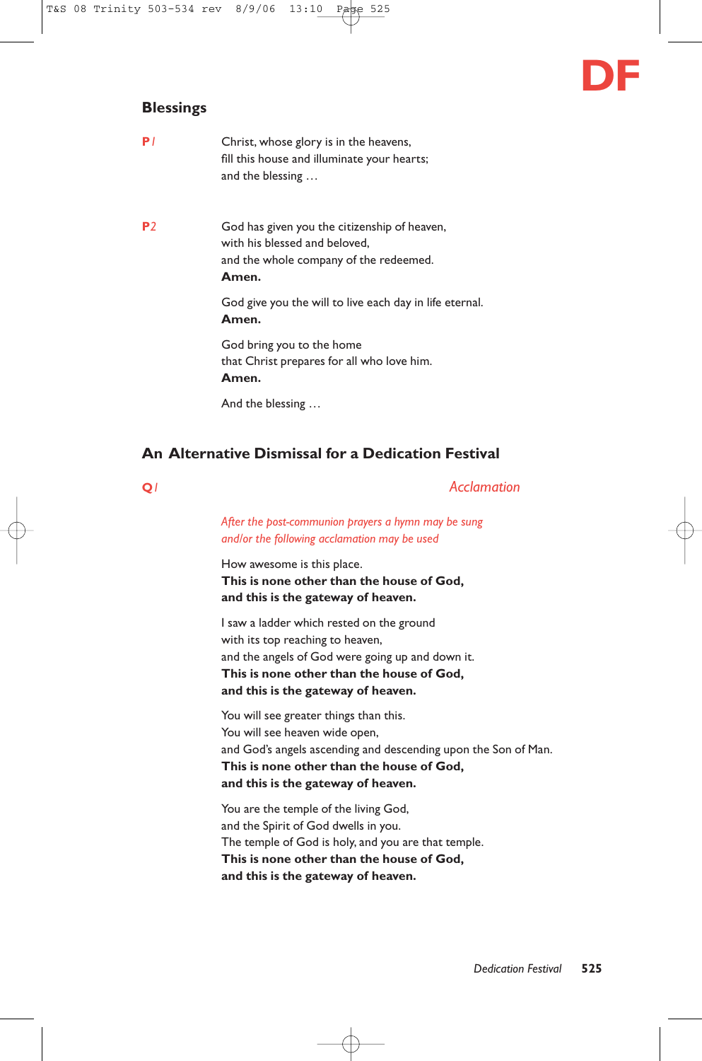DF

## Blessings

**P1**

Christ, whose glory is in the heavens,
fill this house and illuminate your hearts;
and the blessing …

**P2**

God has given you the citizenship of heaven,
with his blessed and beloved,
and the whole company of the redeemed.
**Amen.**

God give you the will to live each day in life eternal.
**Amen.**

God bring you to the home
that Christ prepares for all who love him.
**Amen.**

And the blessing …

## An Alternative Dismissal for a Dedication Festival

**Q1** *Acclamation*

*After the post-communion prayers a hymn may be sung and/or the following acclamation may be used*

How awesome is this place.
**This is none other than the house of God,**
**and this is the gateway of heaven.**

I saw a ladder which rested on the ground
with its top reaching to heaven,
and the angels of God were going up and down it.
**This is none other than the house of God,**
**and this is the gateway of heaven.**

You will see greater things than this.
You will see heaven wide open,
and God's angels ascending and descending upon the Son of Man.
**This is none other than the house of God,**
**and this is the gateway of heaven.**

You are the temple of the living God,
and the Spirit of God dwells in you.
The temple of God is holy, and you are that temple.
**This is none other than the house of God,**
**and this is the gateway of heaven.**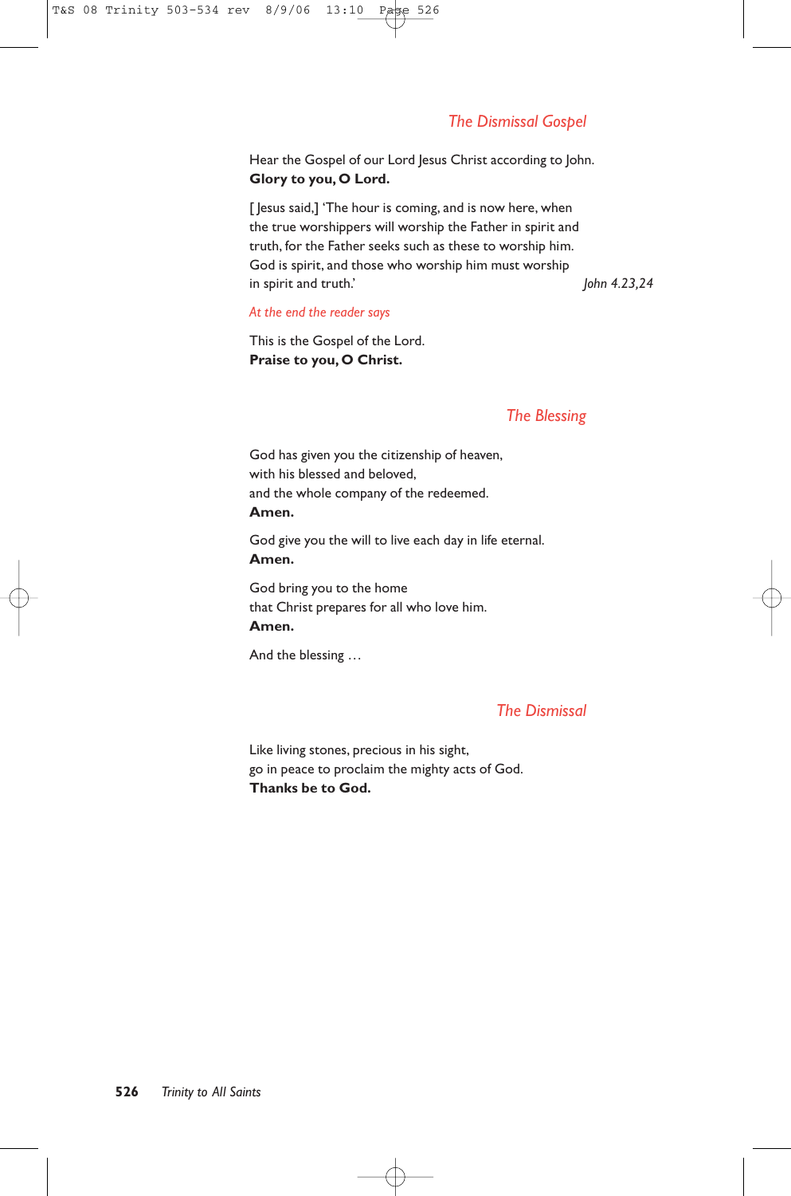## *The Dismissal Gospel*

Hear the Gospel of our Lord Jesus Christ according to John.
**Glory to you, O Lord.**

[ Jesus said,] 'The hour is coming, and is now here, when the true worshippers will worship the Father in spirit and truth, for the Father seeks such as these to worship him. God is spirit, and those who worship him must worship in spirit and truth.' *John 4.23,24*

*At the end the reader says*

This is the Gospel of the Lord.
**Praise to you, O Christ.**

## *The Blessing*

God has given you the citizenship of heaven,
with his blessed and beloved,
and the whole company of the redeemed.
**Amen.**

God give you the will to live each day in life eternal.
**Amen.**

God bring you to the home
that Christ prepares for all who love him.
**Amen.**

And the blessing …

## *The Dismissal*

Like living stones, precious in his sight,
go in peace to proclaim the mighty acts of God.
**Thanks be to God.**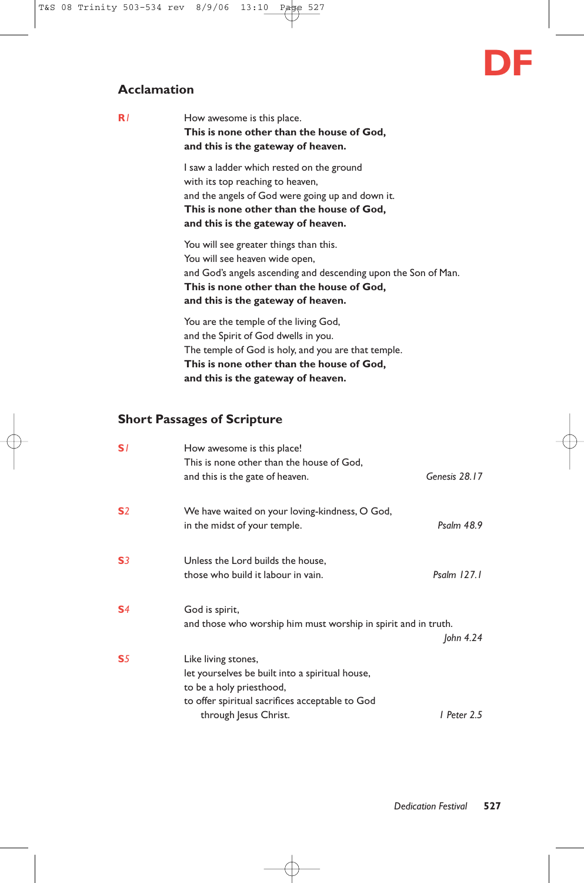## DF

### Acclamation

**R1**

How awesome is this place.
**This is none other than the house of God,**
**and this is the gateway of heaven.**

I saw a ladder which rested on the ground
with its top reaching to heaven,
and the angels of God were going up and down it.
**This is none other than the house of God,**
**and this is the gateway of heaven.**

You will see greater things than this.
You will see heaven wide open,
and God's angels ascending and descending upon the Son of Man.
**This is none other than the house of God,**
**and this is the gateway of heaven.**

You are the temple of the living God,
and the Spirit of God dwells in you.
The temple of God is holy, and you are that temple.
**This is none other than the house of God,**
**and this is the gateway of heaven.**

### Short Passages of Scripture

**S1**

How awesome is this place!
This is none other than the house of God,
and this is the gate of heaven. *Genesis 28.17*

**S2**

We have waited on your loving-kindness, O God,
in the midst of your temple. *Psalm 48.9*

**S3**

Unless the Lord builds the house,
those who build it labour in vain. *Psalm 127.1*

**S4**

God is spirit,
and those who worship him must worship in spirit and in truth.
*John 4.24*

**S5**

Like living stones,
let yourselves be built into a spiritual house,
to be a holy priesthood,
to offer spiritual sacrifices acceptable to God
through Jesus Christ. *1 Peter 2.5*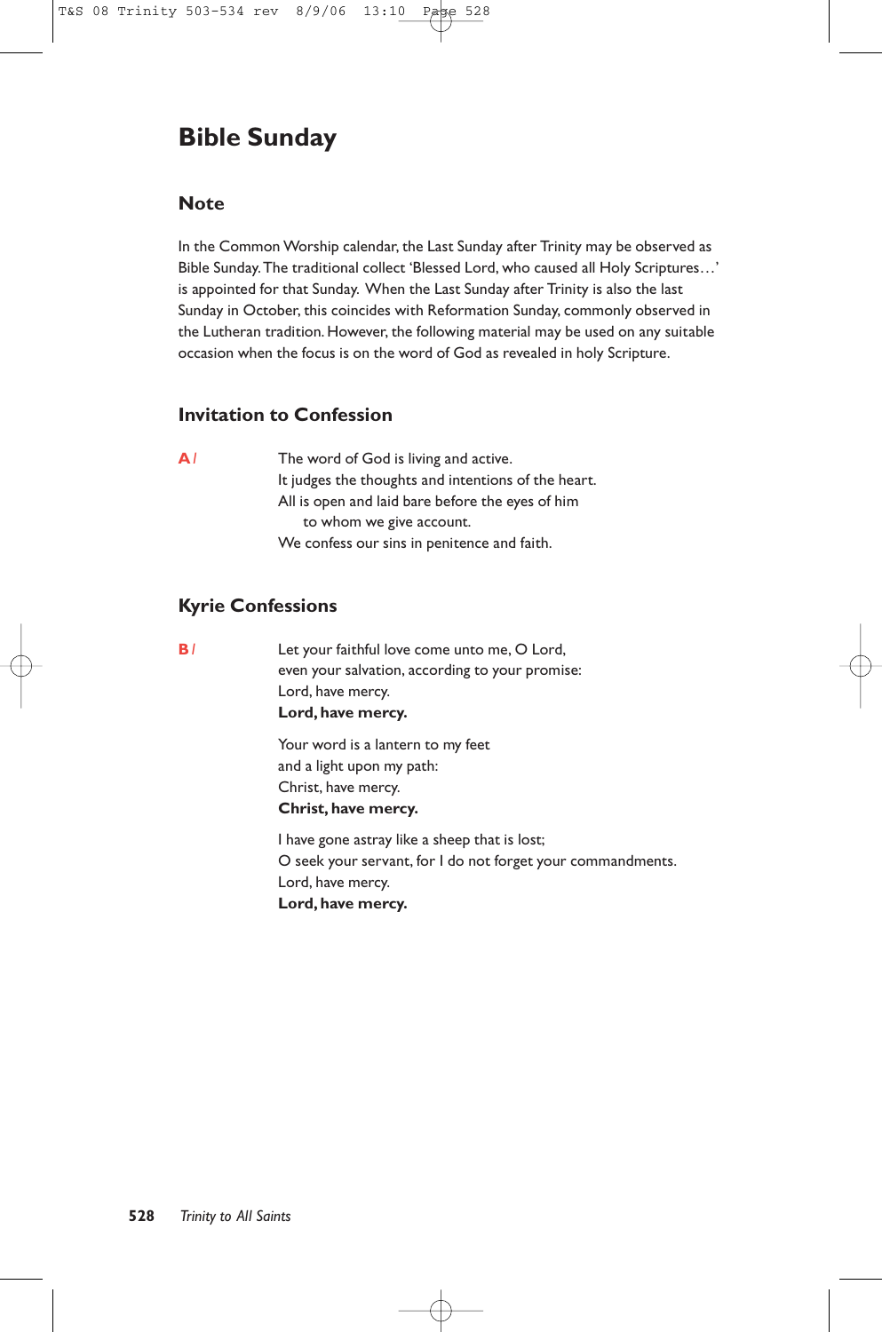# Bible Sunday

## Note

In the Common Worship calendar, the Last Sunday after Trinity may be observed as Bible Sunday. The traditional collect 'Blessed Lord, who caused all Holy Scriptures…' is appointed for that Sunday. When the Last Sunday after Trinity is also the last Sunday in October, this coincides with Reformation Sunday, commonly observed in the Lutheran tradition. However, the following material may be used on any suitable occasion when the focus is on the word of God as revealed in holy Scripture.

## Invitation to Confession

**A** /

The word of God is living and active.
It judges the thoughts and intentions of the heart.
All is open and laid bare before the eyes of him
   to whom we give account.
We confess our sins in penitence and faith.

## Kyrie Confessions

**B** /

Let your faithful love come unto me, O Lord,
even your salvation, according to your promise:
Lord, have mercy.
**Lord, have mercy.**

Your word is a lantern to my feet
and a light upon my path:
Christ, have mercy.
**Christ, have mercy.**

I have gone astray like a sheep that is lost;
O seek your servant, for I do not forget your commandments.
Lord, have mercy.
**Lord, have mercy.**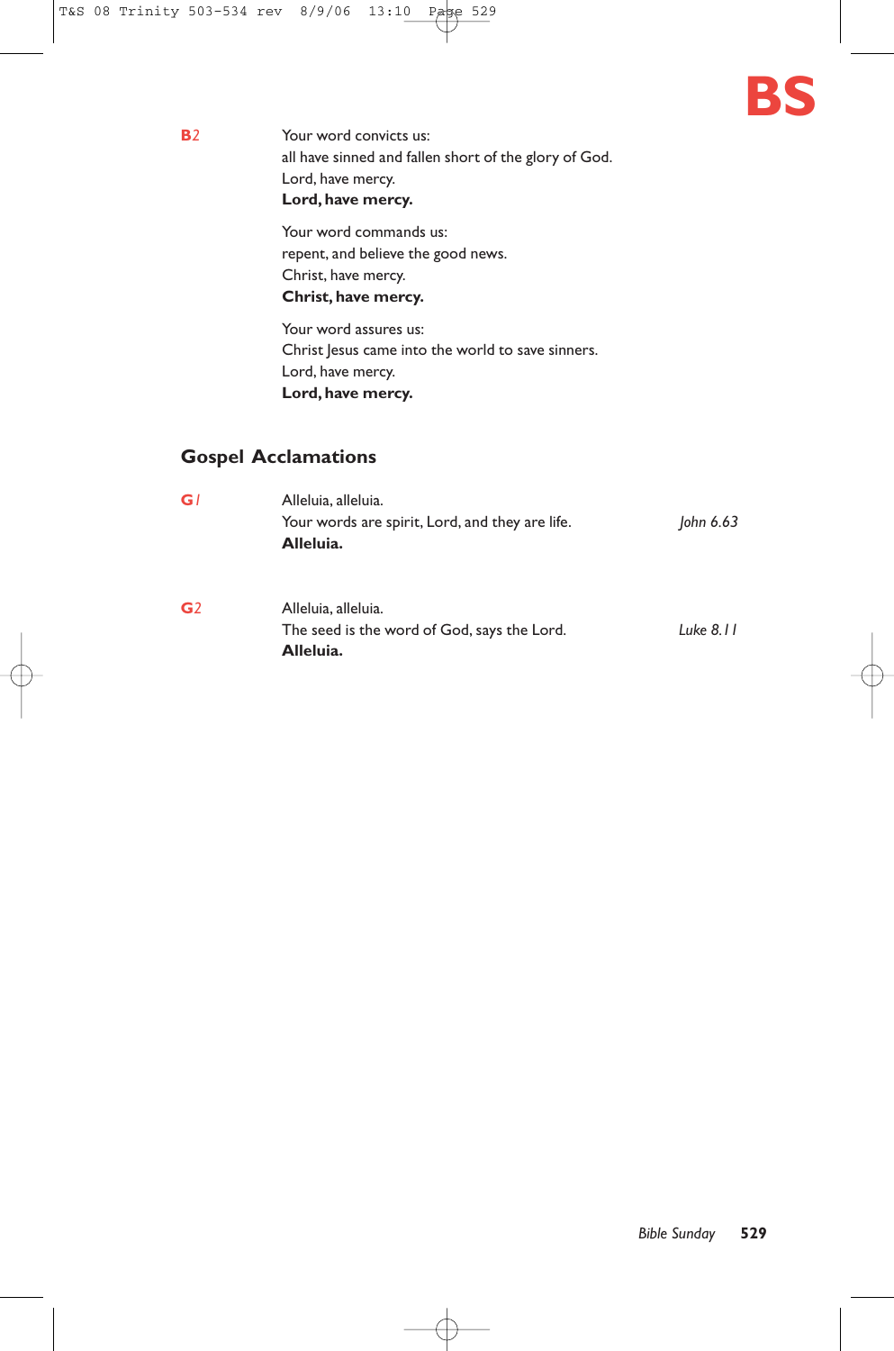**B2** Your word convicts us:
all have sinned and fallen short of the glory of God.
Lord, have mercy.
**Lord, have mercy.**

Your word commands us:
repent, and believe the good news.
Christ, have mercy.
**Christ, have mercy.**

Your word assures us:
Christ Jesus came into the world to save sinners.
Lord, have mercy.
**Lord, have mercy.**

## Gospel Acclamations

**G1** Alleluia, alleluia.
Your words are spirit, Lord, and they are life. *John 6.63*
**Alleluia.**

**G2** Alleluia, alleluia.
The seed is the word of God, says the Lord. *Luke 8.11*
**Alleluia.**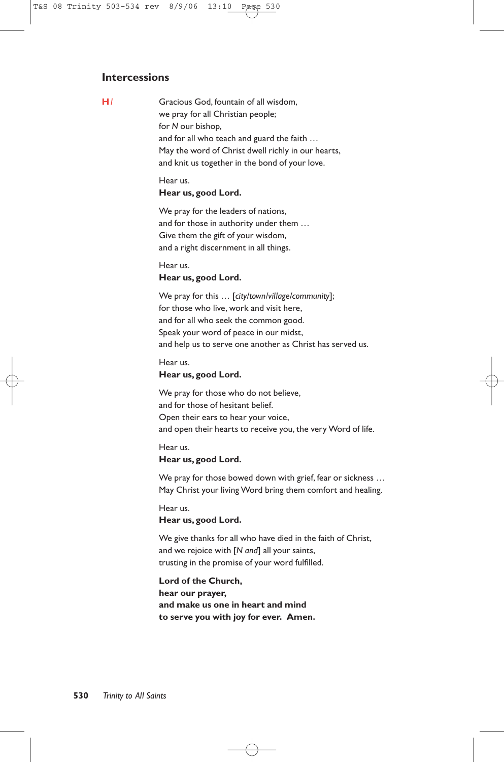## Intercessions

**H1** Gracious God, fountain of all wisdom,
we pray for all Christian people;
for *N* our bishop,
and for all who teach and guard the faith …
May the word of Christ dwell richly in our hearts,
and knit us together in the bond of your love.

Hear us.
**Hear us, good Lord.**

We pray for the leaders of nations,
and for those in authority under them …
Give them the gift of your wisdom,
and a right discernment in all things.

Hear us.
**Hear us, good Lord.**

We pray for this … [*city/town/village/community*];
for those who live, work and visit here,
and for all who seek the common good.
Speak your word of peace in our midst,
and help us to serve one another as Christ has served us.

Hear us.
**Hear us, good Lord.**

We pray for those who do not believe,
and for those of hesitant belief.
Open their ears to hear your voice,
and open their hearts to receive you, the very Word of life.

Hear us.
**Hear us, good Lord.**

We pray for those bowed down with grief, fear or sickness …
May Christ your living Word bring them comfort and healing.

Hear us.
**Hear us, good Lord.**

We give thanks for all who have died in the faith of Christ,
and we rejoice with [*N and*] all your saints,
trusting in the promise of your word fulfilled.

**Lord of the Church,**
**hear our prayer,**
**and make us one in heart and mind**
**to serve you with joy for ever. Amen.**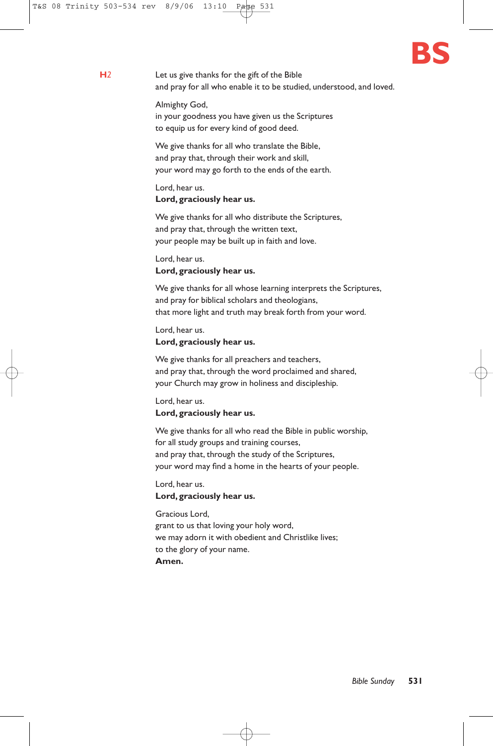**H2**

Let us give thanks for the gift of the Bible
and pray for all who enable it to be studied, understood, and loved.

Almighty God,
in your goodness you have given us the Scriptures
to equip us for every kind of good deed.

We give thanks for all who translate the Bible,
and pray that, through their work and skill,
your word may go forth to the ends of the earth.

Lord, hear us.
**Lord, graciously hear us.**

We give thanks for all who distribute the Scriptures,
and pray that, through the written text,
your people may be built up in faith and love.

Lord, hear us.
**Lord, graciously hear us.**

We give thanks for all whose learning interprets the Scriptures,
and pray for biblical scholars and theologians,
that more light and truth may break forth from your word.

Lord, hear us.
**Lord, graciously hear us.**

We give thanks for all preachers and teachers,
and pray that, through the word proclaimed and shared,
your Church may grow in holiness and discipleship.

Lord, hear us.
**Lord, graciously hear us.**

We give thanks for all who read the Bible in public worship,
for all study groups and training courses,
and pray that, through the study of the Scriptures,
your word may find a home in the hearts of your people.

Lord, hear us.
**Lord, graciously hear us.**

Gracious Lord,
grant to us that loving your holy word,
we may adorn it with obedient and Christlike lives;
to the glory of your name.
**Amen.**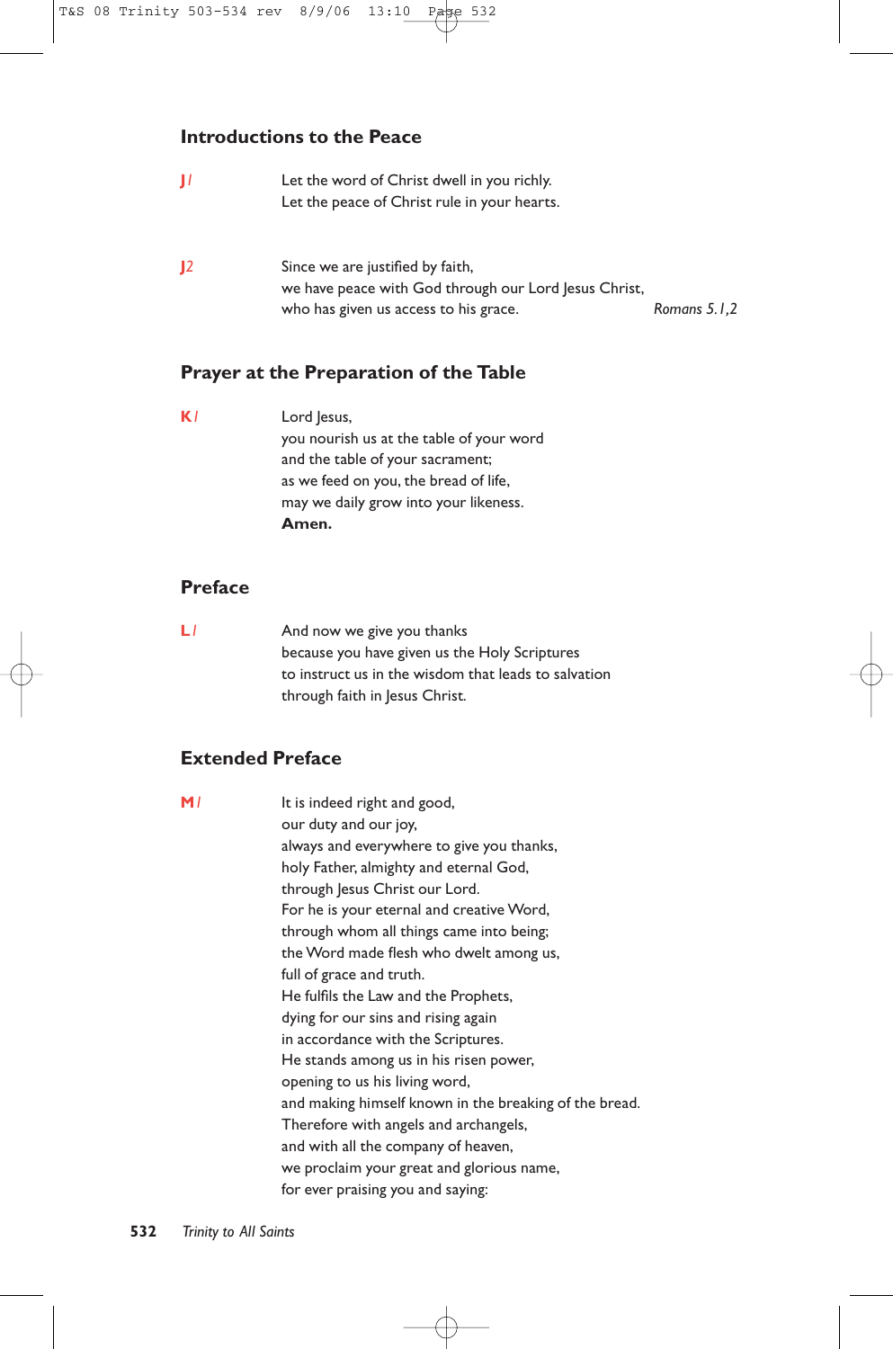## Introductions to the Peace

**J1** Let the word of Christ dwell in you richly.
Let the peace of Christ rule in your hearts.

**J2** Since we are justified by faith,
we have peace with God through our Lord Jesus Christ,
who has given us access to his grace. *Romans 5.1,2*

## Prayer at the Preparation of the Table

**K1** Lord Jesus,
you nourish us at the table of your word
and the table of your sacrament;
as we feed on you, the bread of life,
may we daily grow into your likeness.
**Amen.**

## Preface

**L1** And now we give you thanks
because you have given us the Holy Scriptures
to instruct us in the wisdom that leads to salvation
through faith in Jesus Christ.

## Extended Preface

**M1** It is indeed right and good,
our duty and our joy,
always and everywhere to give you thanks,
holy Father, almighty and eternal God,
through Jesus Christ our Lord.
For he is your eternal and creative Word,
through whom all things came into being;
the Word made flesh who dwelt among us,
full of grace and truth.
He fulfils the Law and the Prophets,
dying for our sins and rising again
in accordance with the Scriptures.
He stands among us in his risen power,
opening to us his living word,
and making himself known in the breaking of the bread.
Therefore with angels and archangels,
and with all the company of heaven,
we proclaim your great and glorious name,
for ever praising you and saying: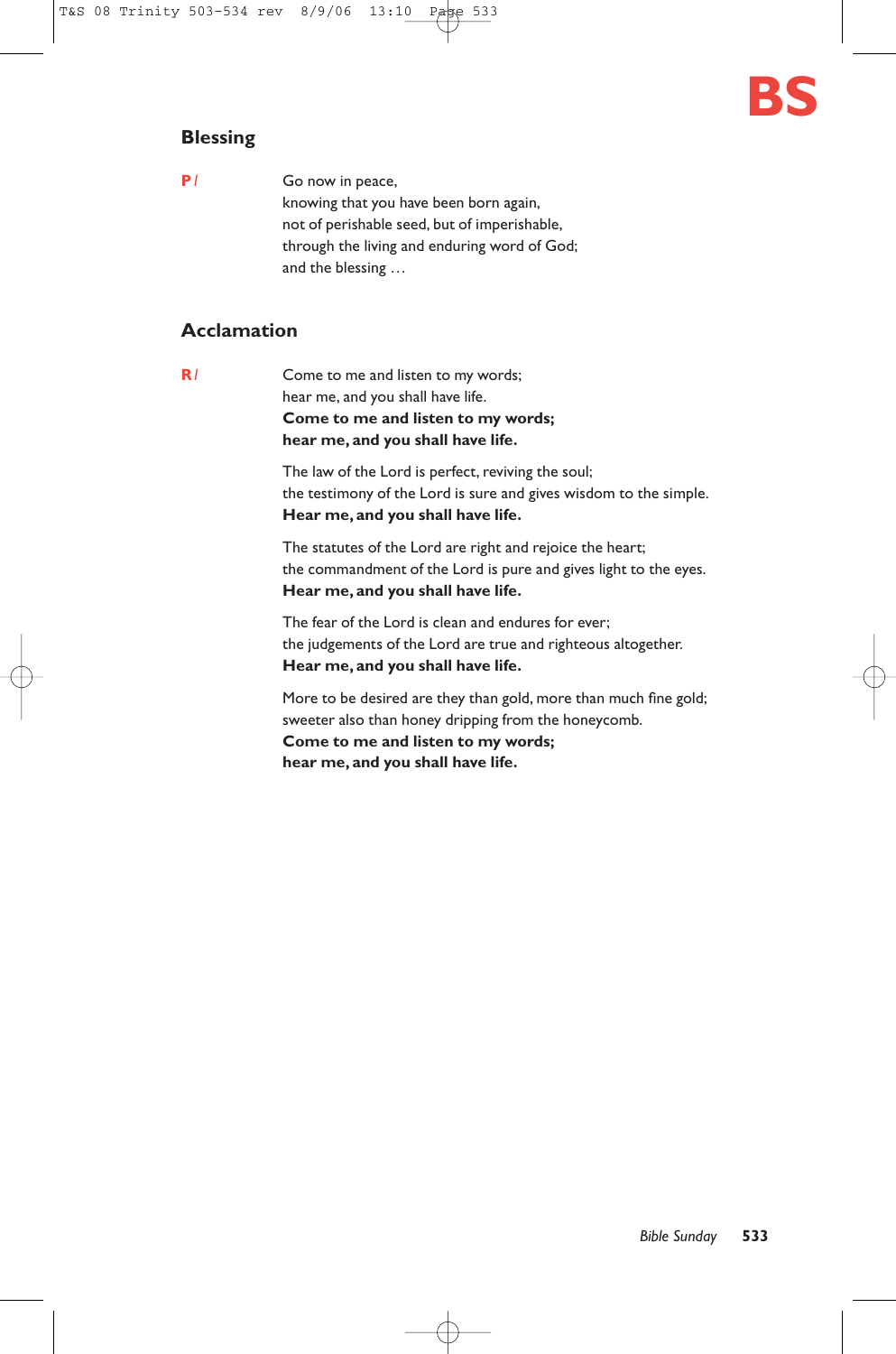**BS**

## Blessing

**P** / Go now in peace,
knowing that you have been born again,
not of perishable seed, but of imperishable,
through the living and enduring word of God;
and the blessing …

## Acclamation

**R** / Come to me and listen to my words;
hear me, and you shall have life.
**Come to me and listen to my words;**
**hear me, and you shall have life.**

The law of the Lord is perfect, reviving the soul;
the testimony of the Lord is sure and gives wisdom to the simple.
**Hear me, and you shall have life.**

The statutes of the Lord are right and rejoice the heart;
the commandment of the Lord is pure and gives light to the eyes.
**Hear me, and you shall have life.**

The fear of the Lord is clean and endures for ever;
the judgements of the Lord are true and righteous altogether.
**Hear me, and you shall have life.**

More to be desired are they than gold, more than much fine gold;
sweeter also than honey dripping from the honeycomb.
**Come to me and listen to my words;**
**hear me, and you shall have life.**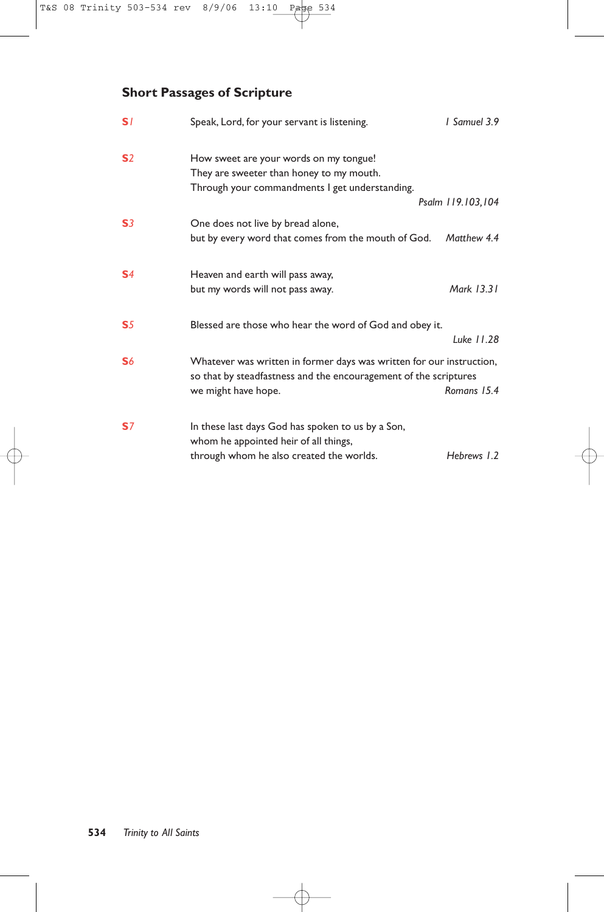## Short Passages of Scripture

**S**1 Speak, Lord, for your servant is listening. *1 Samuel 3.9*

**S**2 How sweet are your words on my tongue!
They are sweeter than honey to my mouth.
Through your commandments I get understanding.
*Psalm 119.103,104*

**S**3 One does not live by bread alone,
but by every word that comes from the mouth of God. *Matthew 4.4*

**S**4 Heaven and earth will pass away,
but my words will not pass away. *Mark 13.31*

**S**5 Blessed are those who hear the word of God and obey it.
*Luke 11.28*

**S**6 Whatever was written in former days was written for our instruction,
so that by steadfastness and the encouragement of the scriptures
we might have hope. *Romans 15.4*

**S**7 In these last days God has spoken to us by a Son,
whom he appointed heir of all things,
through whom he also created the worlds. *Hebrews 1.2*